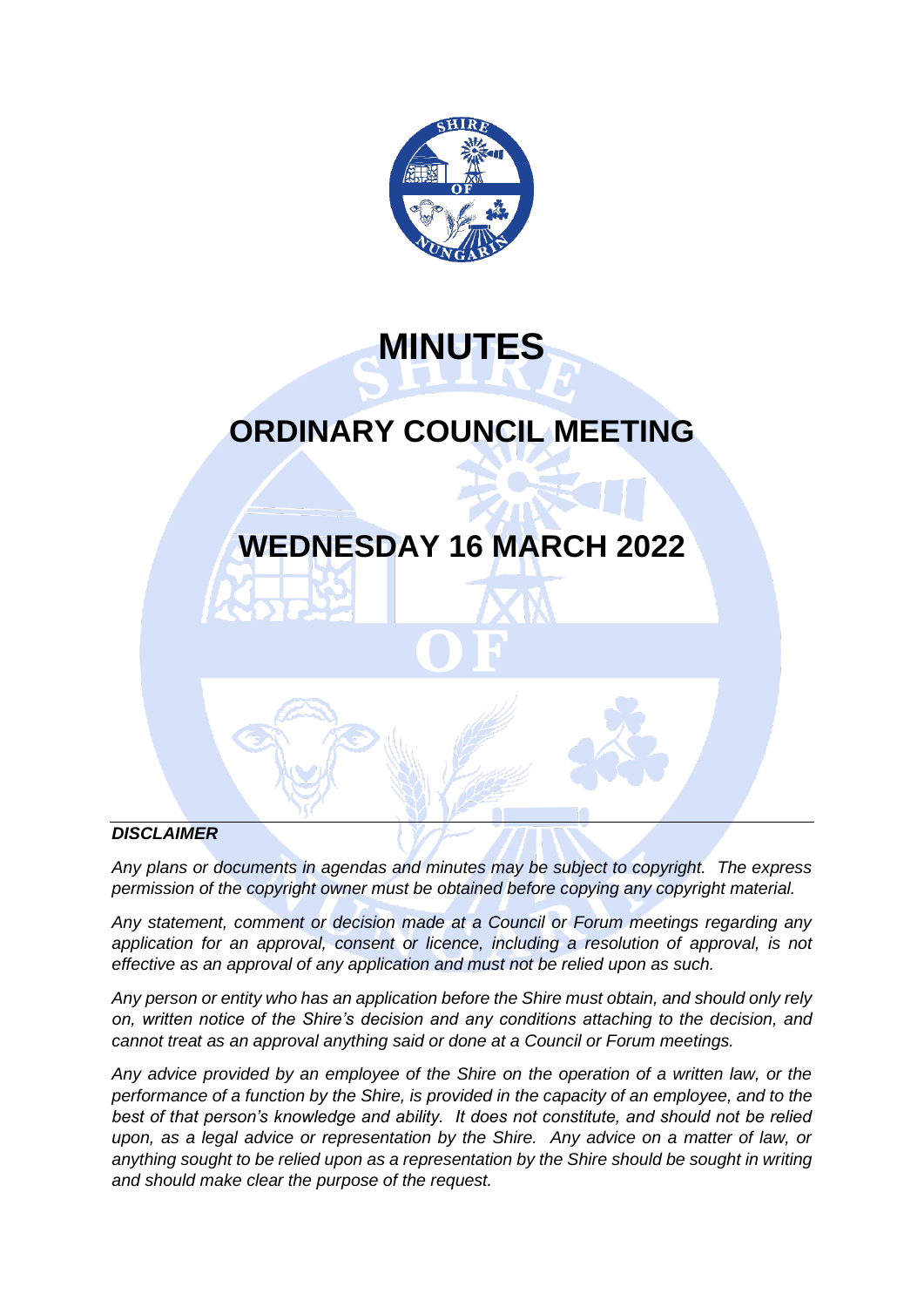# MINUTES

# ORDINARY COUNCIL MEETING

# WEDNESDAY 16 MARCH 2022

***DISCLAIMER***

*Any plans or documents in agendas and minutes may be subject to copyright. The express permission of the copyright owner must be obtained before copying any copyright material.*

*Any statement, comment or decision made at a Council or Forum meetings regarding any application for an approval, consent or licence, including a resolution of approval, is not effective as an approval of any application and must not be relied upon as such.*

*Any person or entity who has an application before the Shire must obtain, and should only rely on, written notice of the Shire's decision and any conditions attaching to the decision, and cannot treat as an approval anything said or done at a Council or Forum meetings.*

*Any advice provided by an employee of the Shire on the operation of a written law, or the performance of a function by the Shire, is provided in the capacity of an employee, and to the best of that person's knowledge and ability. It does not constitute, and should not be relied upon, as a legal advice or representation by the Shire. Any advice on a matter of law, or anything sought to be relied upon as a representation by the Shire should be sought in writing and should make clear the purpose of the request.*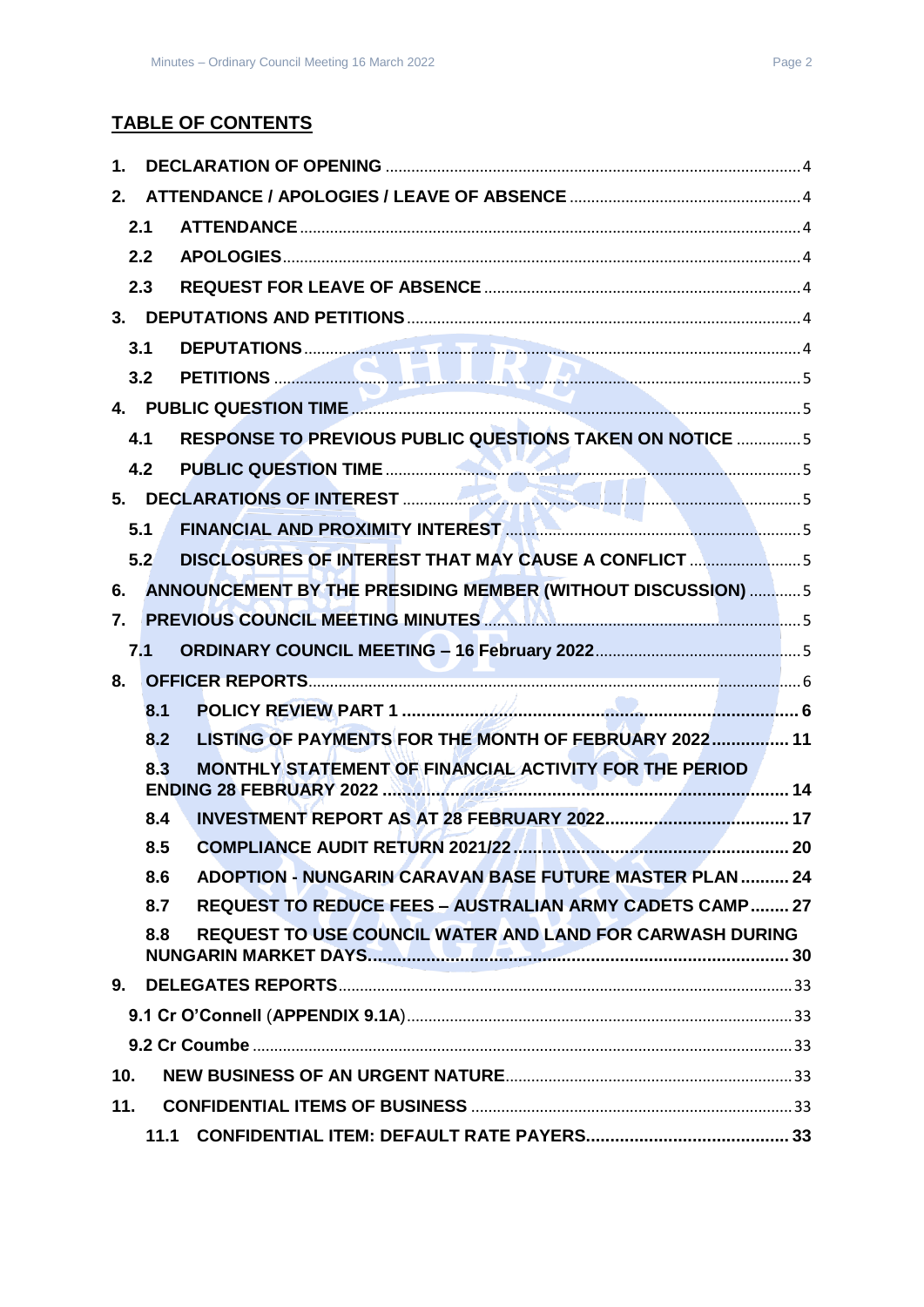## TABLE OF CONTENTS

1. DECLARATION OF OPENING .......... 4
2. ATTENDANCE / APOLOGIES / LEAVE OF ABSENCE .......... 4
   - 2.1 ATTENDANCE .......... 4
   - 2.2 APOLOGIES .......... 4
   - 2.3 REQUEST FOR LEAVE OF ABSENCE .......... 4
3. DEPUTATIONS AND PETITIONS .......... 4
   - 3.1 DEPUTATIONS .......... 4
   - 3.2 PETITIONS .......... 5
4. PUBLIC QUESTION TIME .......... 5
   - 4.1 RESPONSE TO PREVIOUS PUBLIC QUESTIONS TAKEN ON NOTICE .......... 5
   - 4.2 PUBLIC QUESTION TIME .......... 5
5. DECLARATIONS OF INTEREST .......... 5
   - 5.1 FINANCIAL AND PROXIMITY INTEREST .......... 5
   - 5.2 DISCLOSURES OF INTEREST THAT MAY CAUSE A CONFLICT .......... 5
6. ANNOUNCEMENT BY THE PRESIDING MEMBER (WITHOUT DISCUSSION) .......... 5
7. PREVIOUS COUNCIL MEETING MINUTES .......... 5
   - 7.1 ORDINARY COUNCIL MEETING – 16 February 2022 .......... 5
8. OFFICER REPORTS .......... 6
   - 8.1 POLICY REVIEW PART 1 .......... 6
   - 8.2 LISTING OF PAYMENTS FOR THE MONTH OF FEBRUARY 2022 .......... 11
   - 8.3 MONTHLY STATEMENT OF FINANCIAL ACTIVITY FOR THE PERIOD ENDING 28 FEBRUARY 2022 .......... 14
   - 8.4 INVESTMENT REPORT AS AT 28 FEBRUARY 2022 .......... 17
   - 8.5 COMPLIANCE AUDIT RETURN 2021/22 .......... 20
   - 8.6 ADOPTION - NUNGARIN CARAVAN BASE FUTURE MASTER PLAN .......... 24
   - 8.7 REQUEST TO REDUCE FEES – AUSTRALIAN ARMY CADETS CAMP .......... 27
   - 8.8 REQUEST TO USE COUNCIL WATER AND LAND FOR CARWASH DURING NUNGARIN MARKET DAYS .......... 30
9. DELEGATES REPORTS .......... 33
   - 9.1 Cr O'Connell (APPENDIX 9.1A) .......... 33
   - 9.2 Cr Coumbe .......... 33
10. NEW BUSINESS OF AN URGENT NATURE .......... 33
11. CONFIDENTIAL ITEMS OF BUSINESS .......... 33
    - 11.1 CONFIDENTIAL ITEM: DEFAULT RATE PAYERS .......... 33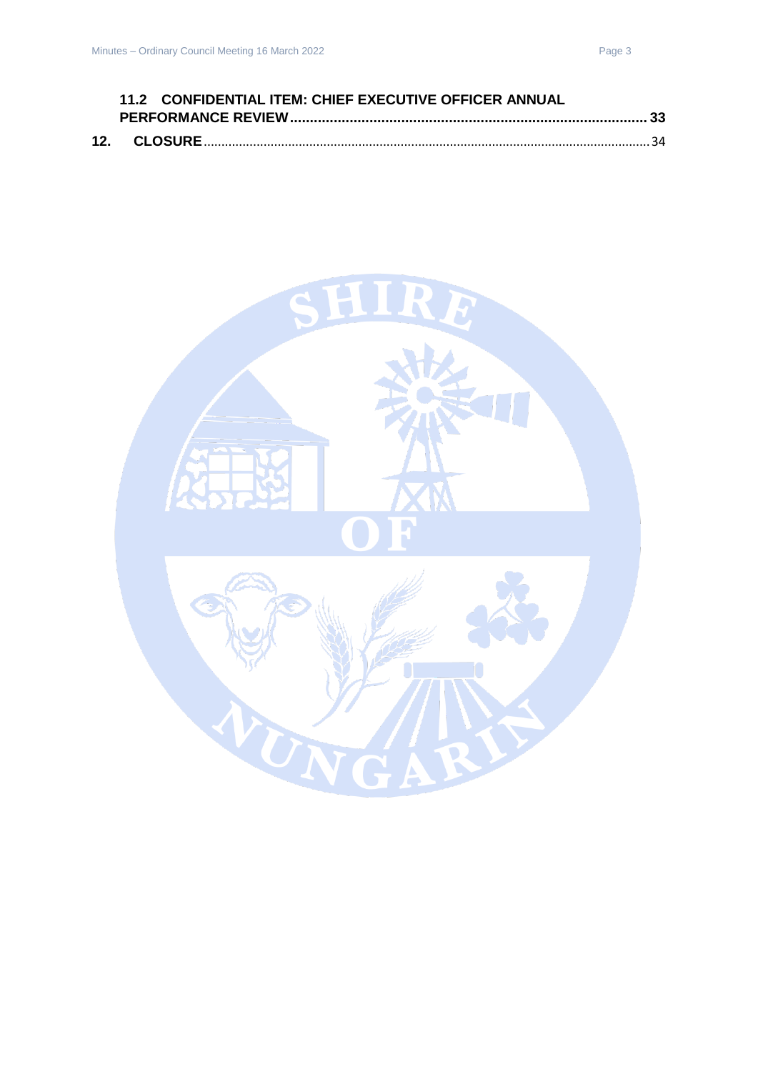**11.2 CONFIDENTIAL ITEM: CHIEF EXECUTIVE OFFICER ANNUAL PERFORMANCE REVIEW .......... 33**

**12. CLOSURE** .......... 34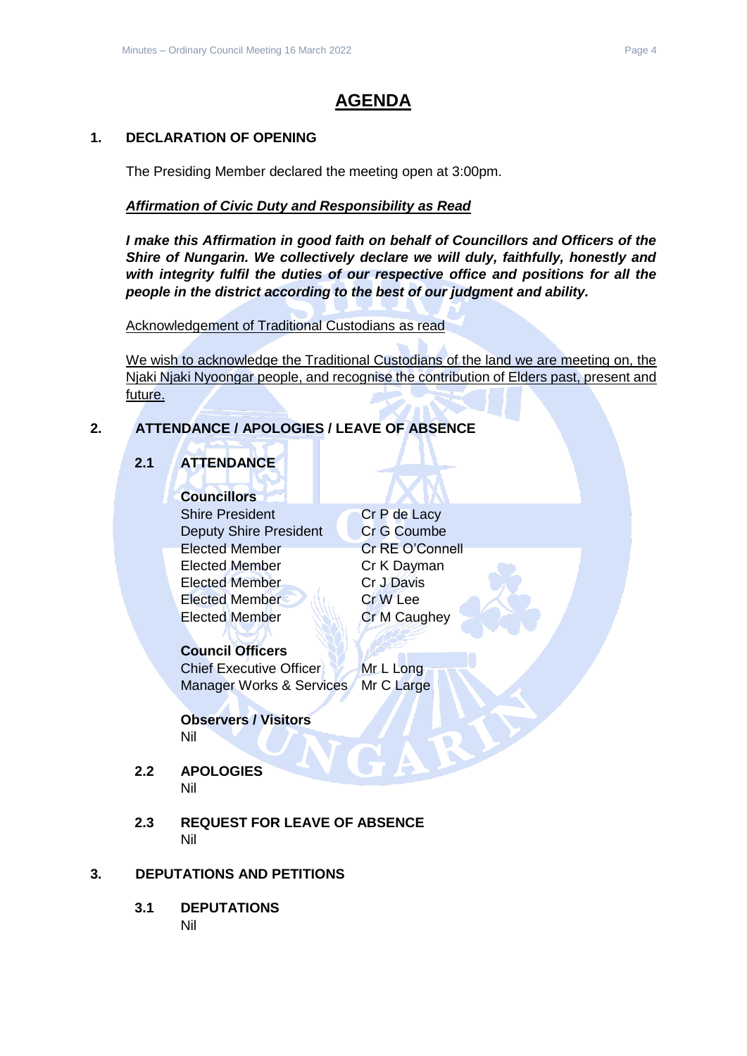# AGENDA

## 1. DECLARATION OF OPENING

The Presiding Member declared the meeting open at 3:00pm.

***Affirmation of Civic Duty and Responsibility as Read***

***I make this Affirmation in good faith on behalf of Councillors and Officers of the Shire of Nungarin. We collectively declare we will duly, faithfully, honestly and with integrity fulfil the duties of our respective office and positions for all the people in the district according to the best of our judgment and ability.***

Acknowledgement of Traditional Custodians as read

We wish to acknowledge the Traditional Custodians of the land we are meeting on, the Njaki Njaki Nyoongar people, and recognise the contribution of Elders past, present and future.

## 2. ATTENDANCE / APOLOGIES / LEAVE OF ABSENCE

### 2.1 ATTENDANCE

**Councillors**

| | |
|---|---|
| Shire President | Cr P de Lacy |
| Deputy Shire President | Cr G Coumbe |
| Elected Member | Cr RE O'Connell |
| Elected Member | Cr K Dayman |
| Elected Member | Cr J Davis |
| Elected Member | Cr W Lee |
| Elected Member | Cr M Caughey |

**Council Officers**

| | |
|---|---|
| Chief Executive Officer | Mr L Long |
| Manager Works & Services | Mr C Large |

**Observers / Visitors**

Nil

### 2.2 APOLOGIES

Nil

### 2.3 REQUEST FOR LEAVE OF ABSENCE

Nil

## 3. DEPUTATIONS AND PETITIONS

### 3.1 DEPUTATIONS

Nil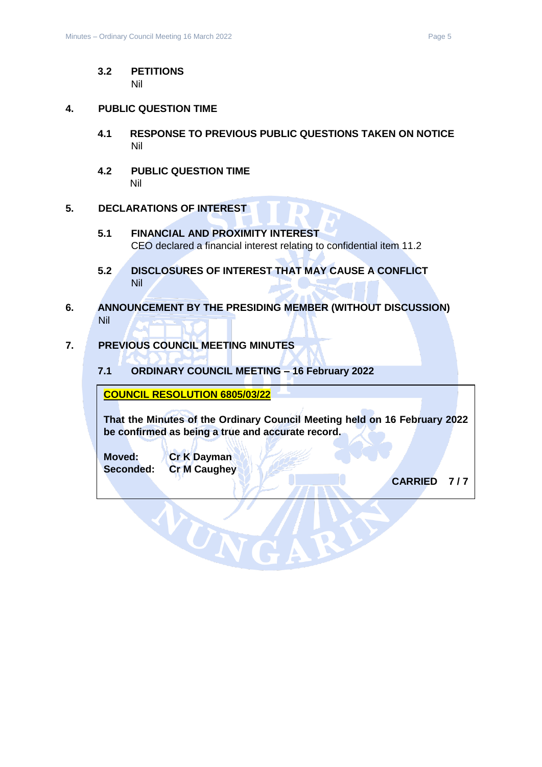### 3.2 PETITIONS
Nil

## 4. PUBLIC QUESTION TIME

### 4.1 RESPONSE TO PREVIOUS PUBLIC QUESTIONS TAKEN ON NOTICE
Nil

### 4.2 PUBLIC QUESTION TIME
Nil

## 5. DECLARATIONS OF INTEREST

### 5.1 FINANCIAL AND PROXIMITY INTEREST
CEO declared a financial interest relating to confidential item 11.2

### 5.2 DISCLOSURES OF INTEREST THAT MAY CAUSE A CONFLICT
Nil

## 6. ANNOUNCEMENT BY THE PRESIDING MEMBER (WITHOUT DISCUSSION)
Nil

## 7. PREVIOUS COUNCIL MEETING MINUTES

### 7.1 ORDINARY COUNCIL MEETING – 16 February 2022

**COUNCIL RESOLUTION 6805/03/22**

**That the Minutes of the Ordinary Council Meeting held on 16 February 2022 be confirmed as being a true and accurate record.**

**Moved:** Cr K Dayman
**Seconded:** Cr M Caughey

**CARRIED 7 / 7**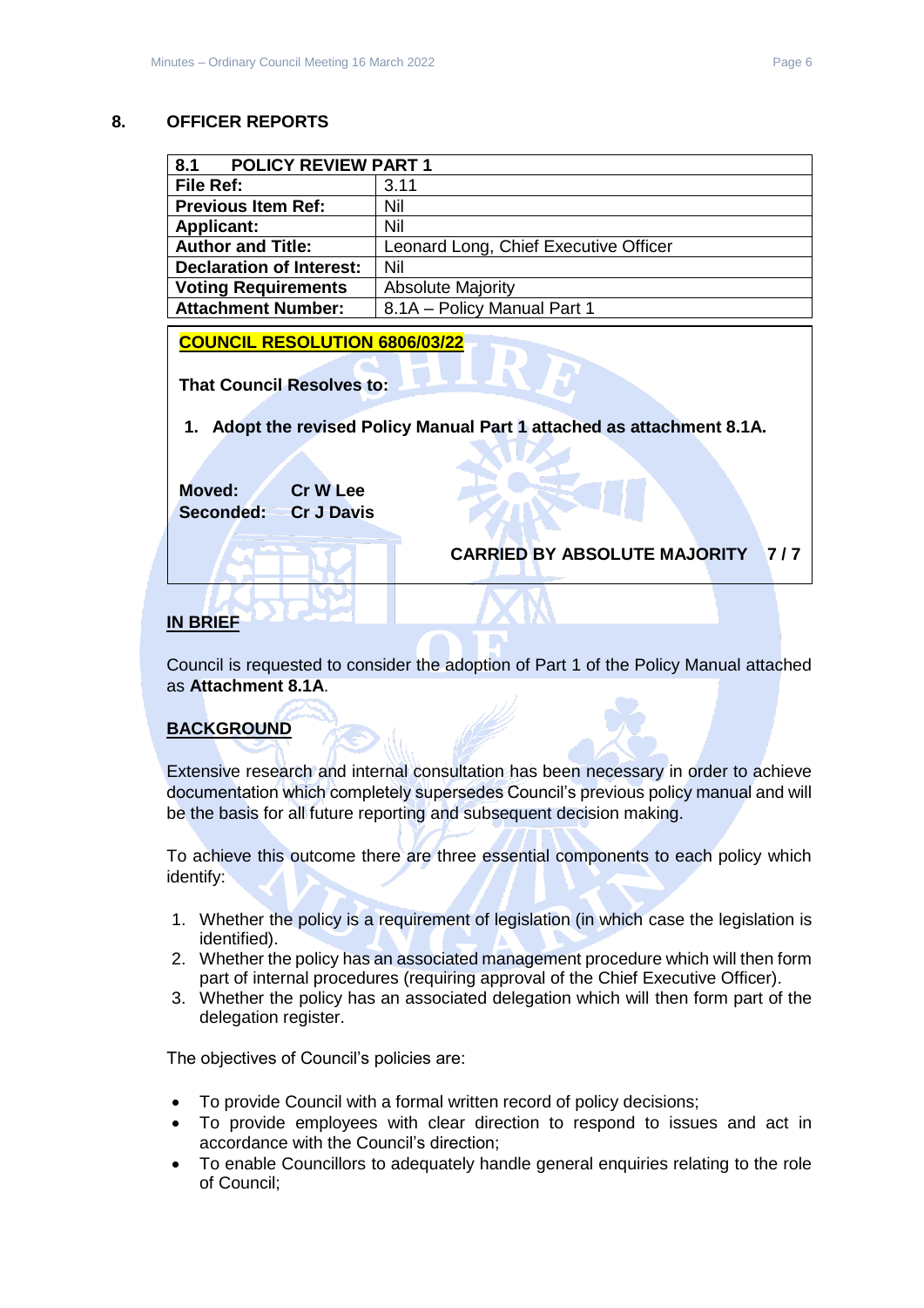## 8. OFFICER REPORTS

| 8.1 POLICY REVIEW PART 1 | |
|---|---|
| **File Ref:** | 3.11 |
| **Previous Item Ref:** | Nil |
| **Applicant:** | Nil |
| **Author and Title:** | Leonard Long, Chief Executive Officer |
| **Declaration of Interest:** | Nil |
| **Voting Requirements** | Absolute Majority |
| **Attachment Number:** | 8.1A – Policy Manual Part 1 |

**COUNCIL RESOLUTION 6806/03/22**

**That Council Resolves to:**

1. **Adopt the revised Policy Manual Part 1 attached as attachment 8.1A.**

**Moved: Cr W Lee**
**Seconded: Cr J Davis**

**CARRIED BY ABSOLUTE MAJORITY 7 / 7**

**IN BRIEF**

Council is requested to consider the adoption of Part 1 of the Policy Manual attached as **Attachment 8.1A**.

**BACKGROUND**

Extensive research and internal consultation has been necessary in order to achieve documentation which completely supersedes Council's previous policy manual and will be the basis for all future reporting and subsequent decision making.

To achieve this outcome there are three essential components to each policy which identify:

1. Whether the policy is a requirement of legislation (in which case the legislation is identified).
2. Whether the policy has an associated management procedure which will then form part of internal procedures (requiring approval of the Chief Executive Officer).
3. Whether the policy has an associated delegation which will then form part of the delegation register.

The objectives of Council's policies are:

- To provide Council with a formal written record of policy decisions;
- To provide employees with clear direction to respond to issues and act in accordance with the Council's direction;
- To enable Councillors to adequately handle general enquiries relating to the role of Council;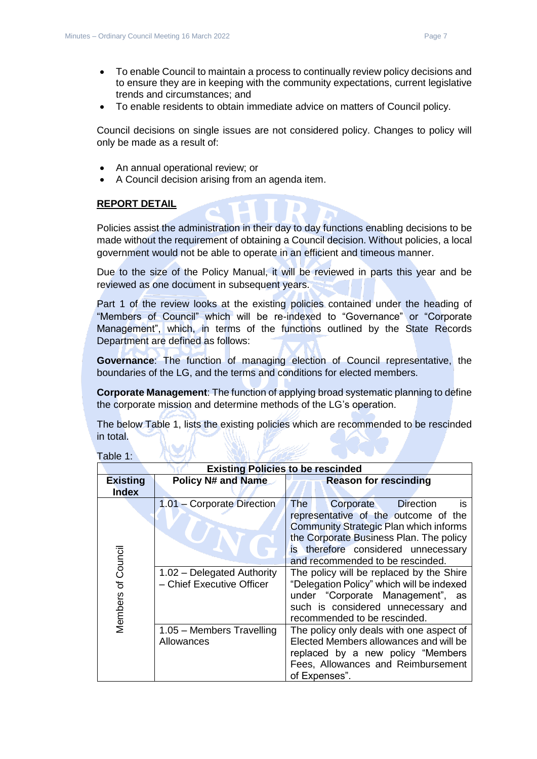- To enable Council to maintain a process to continually review policy decisions and to ensure they are in keeping with the community expectations, current legislative trends and circumstances; and
- To enable residents to obtain immediate advice on matters of Council policy.

Council decisions on single issues are not considered policy. Changes to policy will only be made as a result of:

- An annual operational review; or
- A Council decision arising from an agenda item.

**REPORT DETAIL**

Policies assist the administration in their day to day functions enabling decisions to be made without the requirement of obtaining a Council decision. Without policies, a local government would not be able to operate in an efficient and timeous manner.

Due to the size of the Policy Manual, it will be reviewed in parts this year and be reviewed as one document in subsequent years.

Part 1 of the review looks at the existing policies contained under the heading of "Members of Council" which will be re-indexed to "Governance" or "Corporate Management", which, in terms of the functions outlined by the State Records Department are defined as follows:

**Governance**: The function of managing election of Council representative, the boundaries of the LG, and the terms and conditions for elected members.

**Corporate Management**: The function of applying broad systematic planning to define the corporate mission and determine methods of the LG's operation.

The below Table 1, lists the existing policies which are recommended to be rescinded in total.

Table 1:

| **Existing Policies to be rescinded** | | |
|---|---|---|
| **Existing Index** | **Policy N# and Name** | **Reason for rescinding** |
| Members of Council | 1.01 – Corporate Direction | The Corporate Direction is representative of the outcome of the Community Strategic Plan which informs the Corporate Business Plan. The policy is therefore considered unnecessary and recommended to be rescinded. |
| | 1.02 – Delegated Authority – Chief Executive Officer | The policy will be replaced by the Shire "Delegation Policy" which will be indexed under "Corporate Management", as such is considered unnecessary and recommended to be rescinded. |
| | 1.05 – Members Travelling Allowances | The policy only deals with one aspect of Elected Members allowances and will be replaced by a new policy "Members Fees, Allowances and Reimbursement of Expenses". |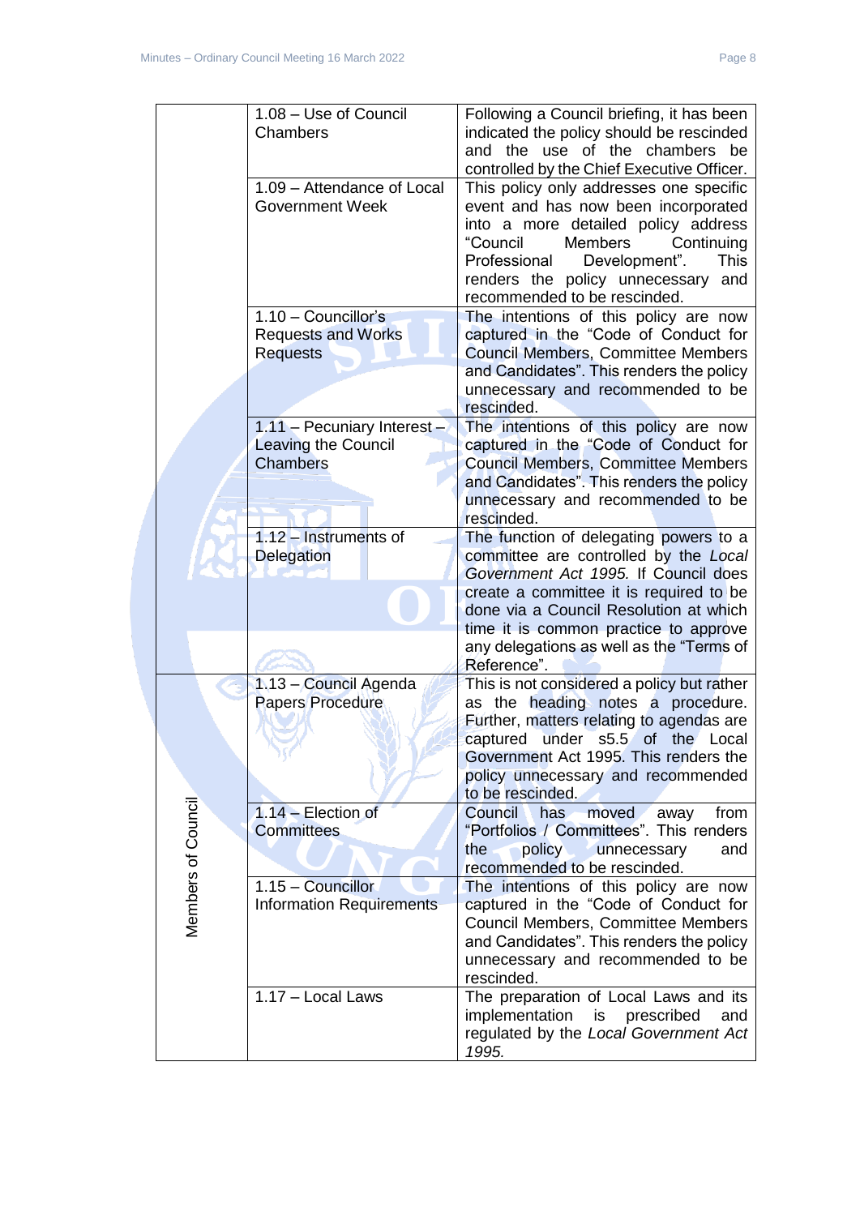| | | |
|---|---|---|
| | 1.08 – Use of Council Chambers | Following a Council briefing, it has been indicated the policy should be rescinded and the use of the chambers be controlled by the Chief Executive Officer. |
| | 1.09 – Attendance of Local Government Week | This policy only addresses one specific event and has now been incorporated into a more detailed policy address “Council Members Continuing Professional Development”. This renders the policy unnecessary and recommended to be rescinded. |
| | 1.10 – Councillor’s Requests and Works Requests | The intentions of this policy are now captured in the “Code of Conduct for Council Members, Committee Members and Candidates”. This renders the policy unnecessary and recommended to be rescinded. |
| | 1.11 – Pecuniary Interest – Leaving the Council Chambers | The intentions of this policy are now captured in the “Code of Conduct for Council Members, Committee Members and Candidates”. This renders the policy unnecessary and recommended to be rescinded. |
| | 1.12 – Instruments of Delegation | The function of delegating powers to a committee are controlled by the *Local Government Act 1995.* If Council does create a committee it is required to be done via a Council Resolution at which time it is common practice to approve any delegations as well as the “Terms of Reference”. |
| Members of Council | 1.13 – Council Agenda Papers Procedure | This is not considered a policy but rather as the heading notes a procedure. Further, matters relating to agendas are captured under s5.5 of the Local Government Act 1995. This renders the policy unnecessary and recommended to be rescinded. |
| | 1.14 – Election of Committees | Council has moved away from “Portfolios / Committees”. This renders the policy unnecessary and recommended to be rescinded. |
| | 1.15 – Councillor Information Requirements | The intentions of this policy are now captured in the “Code of Conduct for Council Members, Committee Members and Candidates”. This renders the policy unnecessary and recommended to be rescinded. |
| | 1.17 – Local Laws | The preparation of Local Laws and its implementation is prescribed and regulated by the *Local Government Act 1995.* |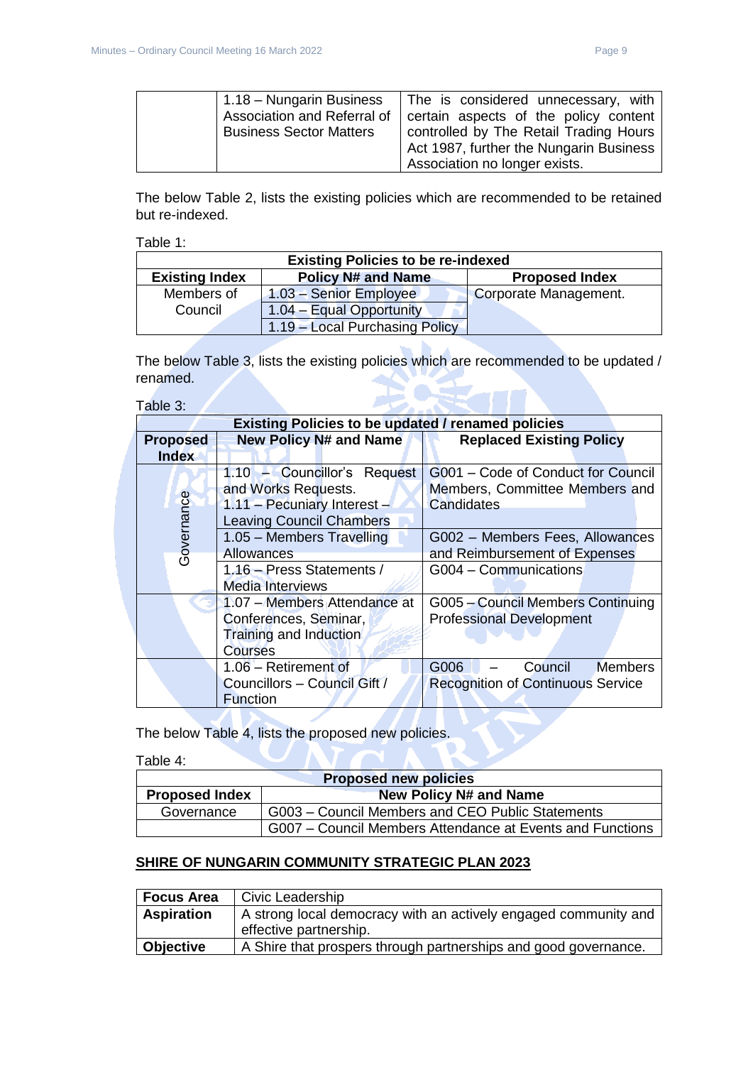| | 1.18 – Nungarin Business Association and Referral of Business Sector Matters | The is considered unnecessary, with certain aspects of the policy content controlled by The Retail Trading Hours Act 1987, further the Nungarin Business Association no longer exists. |
|---|---|---|

The below Table 2, lists the existing policies which are recommended to be retained but re-indexed.

Table 1:

| Existing Policies to be re-indexed | | |
|---|---|---|
| **Existing Index** | **Policy N# and Name** | **Proposed Index** |
| Members of Council | 1.03 – Senior Employee | Corporate Management. |
| | 1.04 – Equal Opportunity | |
| | 1.19 – Local Purchasing Policy | |

The below Table 3, lists the existing policies which are recommended to be updated / renamed.

Table 3:

| Existing Policies to be updated / renamed policies | | |
|---|---|---|
| **Proposed Index** | **New Policy N# and Name** | **Replaced Existing Policy** |
| Governance | 1.10 – Councillor's Request and Works Requests.<br>1.11 – Pecuniary Interest – Leaving Council Chambers | G001 – Code of Conduct for Council Members, Committee Members and Candidates |
| | 1.05 – Members Travelling Allowances | G002 – Members Fees, Allowances and Reimbursement of Expenses |
| | 1.16 – Press Statements / Media Interviews | G004 – Communications |
| | 1.07 – Members Attendance at Conferences, Seminar, Training and Induction Courses | G005 – Council Members Continuing Professional Development |
| | 1.06 – Retirement of Councillors – Council Gift / Function | G006 – Council Members Recognition of Continuous Service |

The below Table 4, lists the proposed new policies.

Table 4:

| Proposed new policies | |
|---|---|
| **Proposed Index** | **New Policy N# and Name** |
| Governance | G003 – Council Members and CEO Public Statements |
| | G007 – Council Members Attendance at Events and Functions |

**SHIRE OF NUNGARIN COMMUNITY STRATEGIC PLAN 2023**

| **Focus Area** | Civic Leadership |
|---|---|
| **Aspiration** | A strong local democracy with an actively engaged community and effective partnership. |
| **Objective** | A Shire that prospers through partnerships and good governance. |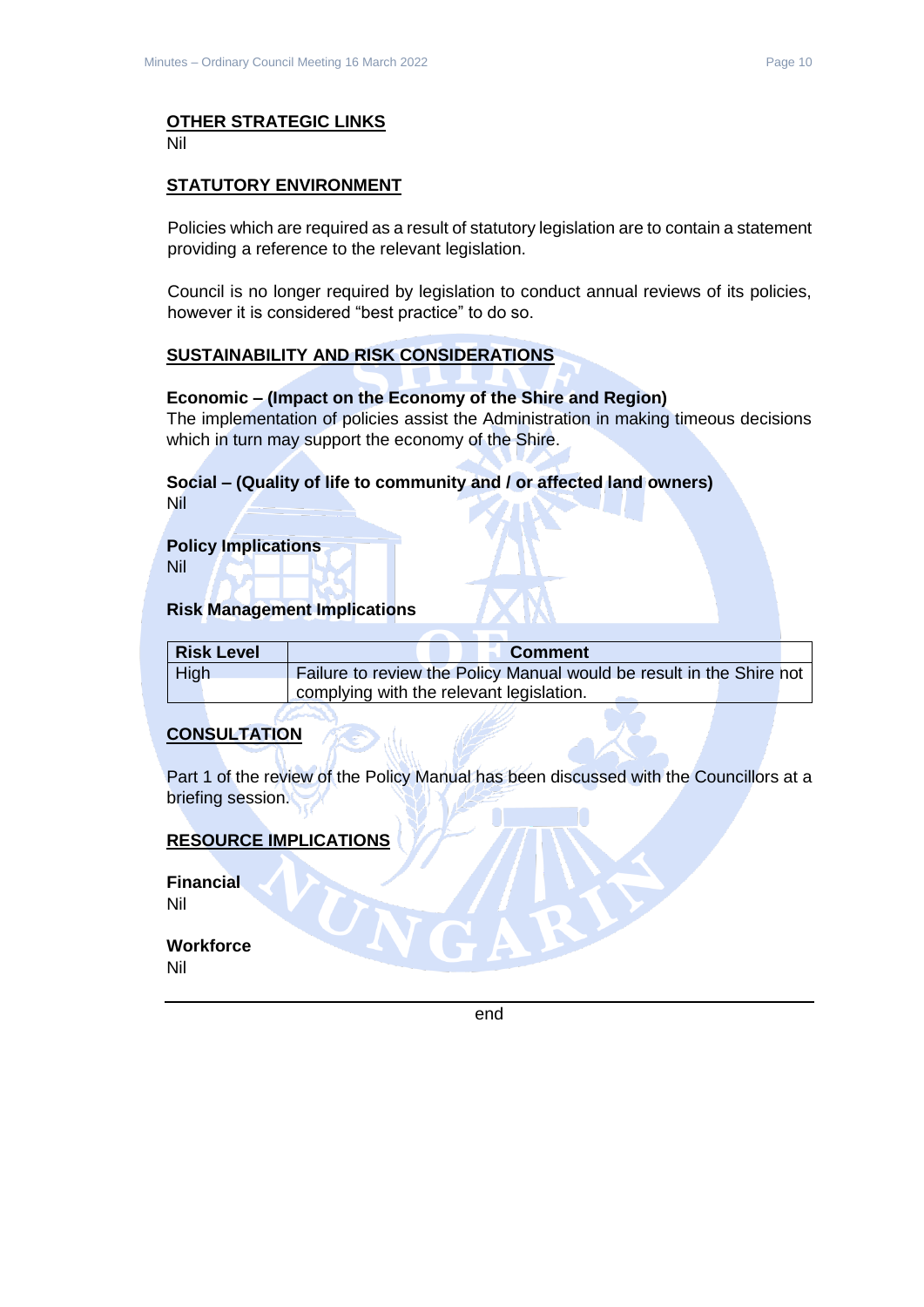## OTHER STRATEGIC LINKS

Nil

## STATUTORY ENVIRONMENT

Policies which are required as a result of statutory legislation are to contain a statement providing a reference to the relevant legislation.

Council is no longer required by legislation to conduct annual reviews of its policies, however it is considered "best practice" to do so.

## SUSTAINABILITY AND RISK CONSIDERATIONS

**Economic – (Impact on the Economy of the Shire and Region)**

The implementation of policies assist the Administration in making timeous decisions which in turn may support the economy of the Shire.

**Social – (Quality of life to community and / or affected land owners)**

Nil

**Policy Implications**

Nil

**Risk Management Implications**

| Risk Level | Comment |
| --- | --- |
| High | Failure to review the Policy Manual would be result in the Shire not complying with the relevant legislation. |

## CONSULTATION

Part 1 of the review of the Policy Manual has been discussed with the Councillors at a briefing session.

## RESOURCE IMPLICATIONS

**Financial**

Nil

**Workforce**

Nil

---

end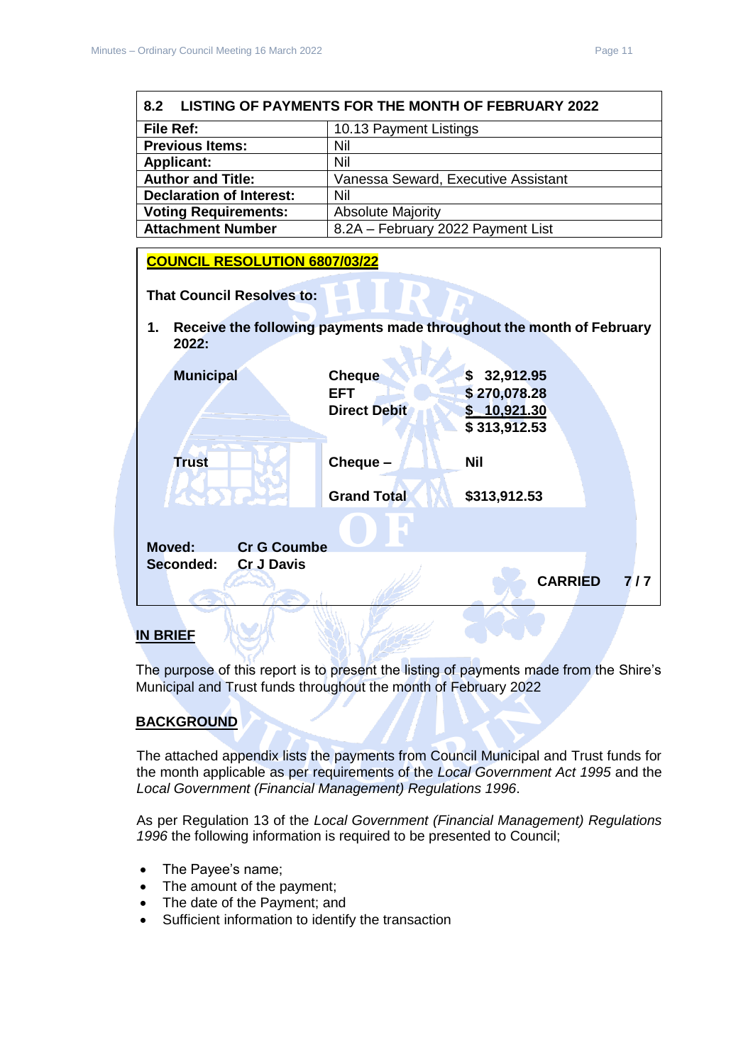## 8.2 LISTING OF PAYMENTS FOR THE MONTH OF FEBRUARY 2022

| | |
|---|---|
| **File Ref:** | 10.13 Payment Listings |
| **Previous Items:** | Nil |
| **Applicant:** | Nil |
| **Author and Title:** | Vanessa Seward, Executive Assistant |
| **Declaration of Interest:** | Nil |
| **Voting Requirements:** | Absolute Majority |
| **Attachment Number** | 8.2A – February 2022 Payment List |

**COUNCIL RESOLUTION 6807/03/22**

**That Council Resolves to:**

**1. Receive the following payments made throughout the month of February 2022:**

| | | |
|---|---|---|
| **Municipal** | **Cheque** | **$ 32,912.95** |
| | **EFT** | **$ 270,078.28** |
| | **Direct Debit** | **$ 10,921.30** |
| | | **$ 313,912.53** |
| **Trust** | **Cheque –** | **Nil** |
| | **Grand Total** | **$313,912.53** |

**Moved:** **Cr G Coumbe**
**Seconded:** **Cr J Davis**

**CARRIED 7 / 7**

## IN BRIEF

The purpose of this report is to present the listing of payments made from the Shire's Municipal and Trust funds throughout the month of February 2022

## BACKGROUND

The attached appendix lists the payments from Council Municipal and Trust funds for the month applicable as per requirements of the *Local Government Act 1995* and the *Local Government (Financial Management) Regulations 1996*.

As per Regulation 13 of the *Local Government (Financial Management) Regulations 1996* the following information is required to be presented to Council;

- The Payee's name;
- The amount of the payment;
- The date of the Payment; and
- Sufficient information to identify the transaction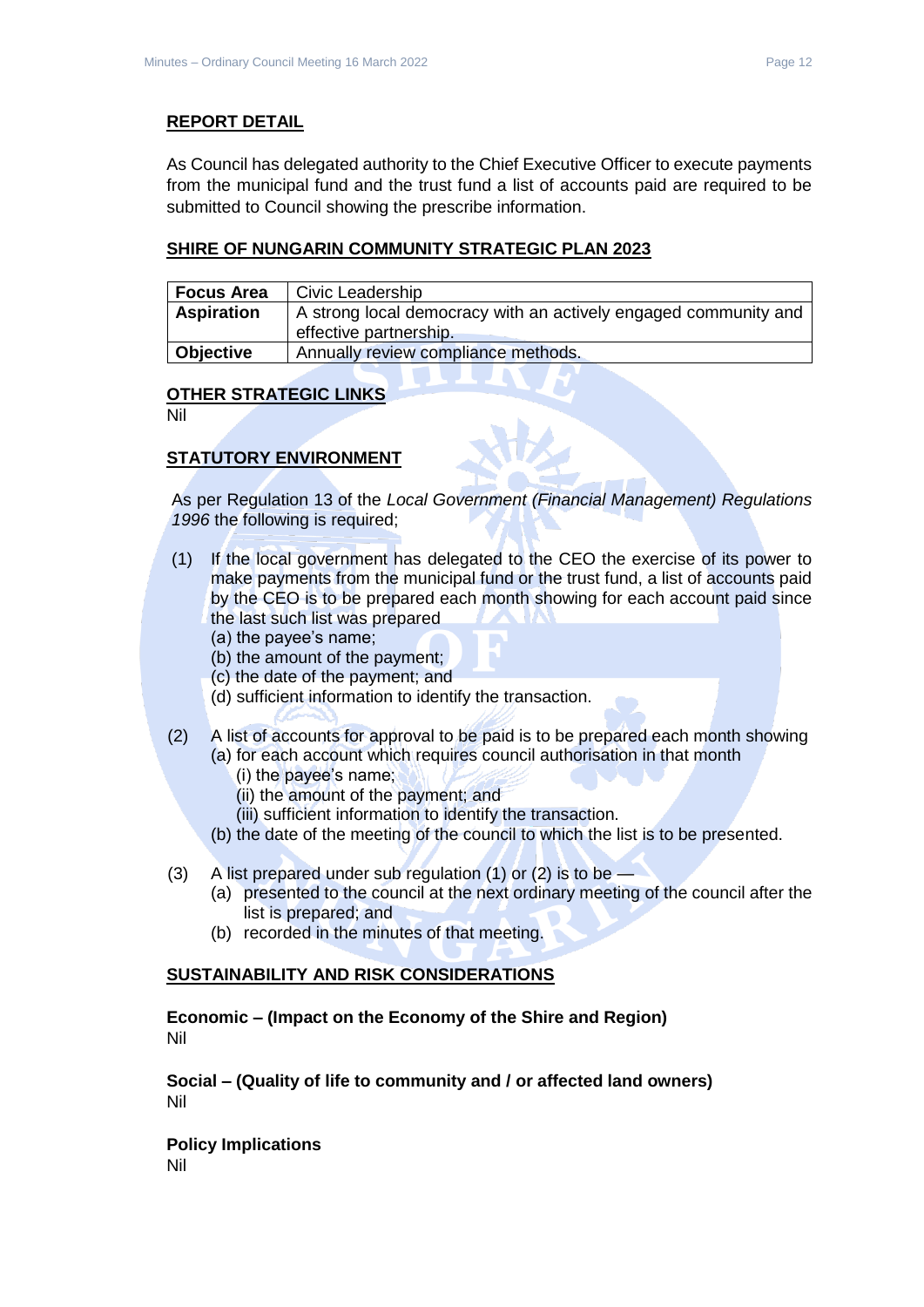## REPORT DETAIL

As Council has delegated authority to the Chief Executive Officer to execute payments from the municipal fund and the trust fund a list of accounts paid are required to be submitted to Council showing the prescribe information.

## SHIRE OF NUNGARIN COMMUNITY STRATEGIC PLAN 2023

| **Focus Area** | Civic Leadership |
|---|---|
| **Aspiration** | A strong local democracy with an actively engaged community and effective partnership. |
| **Objective** | Annually review compliance methods. |

## OTHER STRATEGIC LINKS

Nil

## STATUTORY ENVIRONMENT

As per Regulation 13 of the *Local Government (Financial Management) Regulations 1996* the following is required;

(1) If the local government has delegated to the CEO the exercise of its power to make payments from the municipal fund or the trust fund, a list of accounts paid by the CEO is to be prepared each month showing for each account paid since the last such list was prepared
  (a) the payee's name;
  (b) the amount of the payment;
  (c) the date of the payment; and
  (d) sufficient information to identify the transaction.

(2) A list of accounts for approval to be paid is to be prepared each month showing
  (a) for each account which requires council authorisation in that month
    (i) the payee's name;
    (ii) the amount of the payment; and
    (iii) sufficient information to identify the transaction.
  (b) the date of the meeting of the council to which the list is to be presented.

(3) A list prepared under sub regulation (1) or (2) is to be —
  (a) presented to the council at the next ordinary meeting of the council after the list is prepared; and
  (b) recorded in the minutes of that meeting.

## SUSTAINABILITY AND RISK CONSIDERATIONS

**Economic – (Impact on the Economy of the Shire and Region)**
Nil

**Social – (Quality of life to community and / or affected land owners)**
Nil

**Policy Implications**
Nil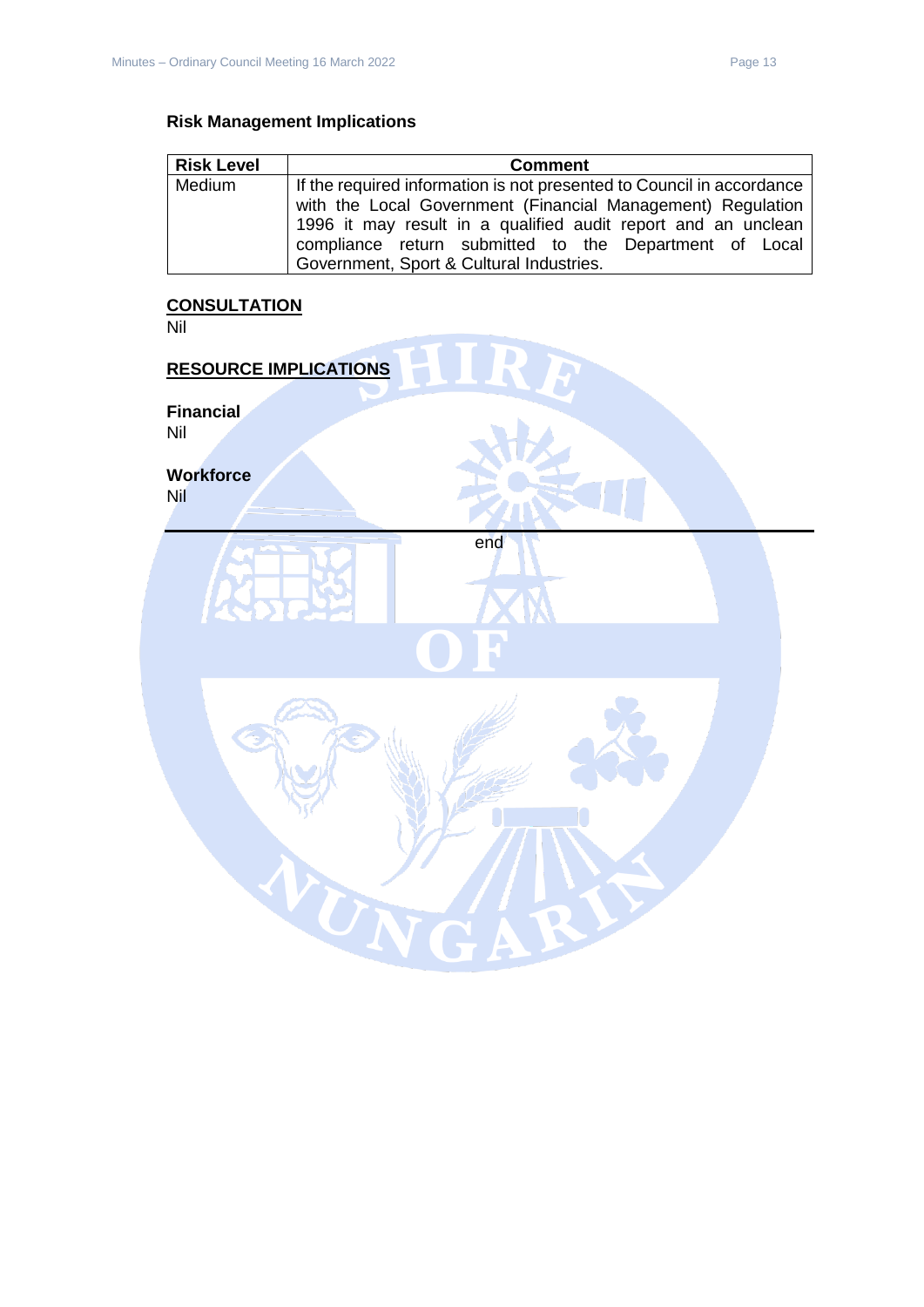### Risk Management Implications

| Risk Level | Comment |
|---|---|
| Medium | If the required information is not presented to Council in accordance with the Local Government (Financial Management) Regulation 1996 it may result in a qualified audit report and an unclean compliance return submitted to the Department of Local Government, Sport & Cultural Industries. |

## CONSULTATION

Nil

## RESOURCE IMPLICATIONS

### Financial

Nil

### Workforce

Nil

---

end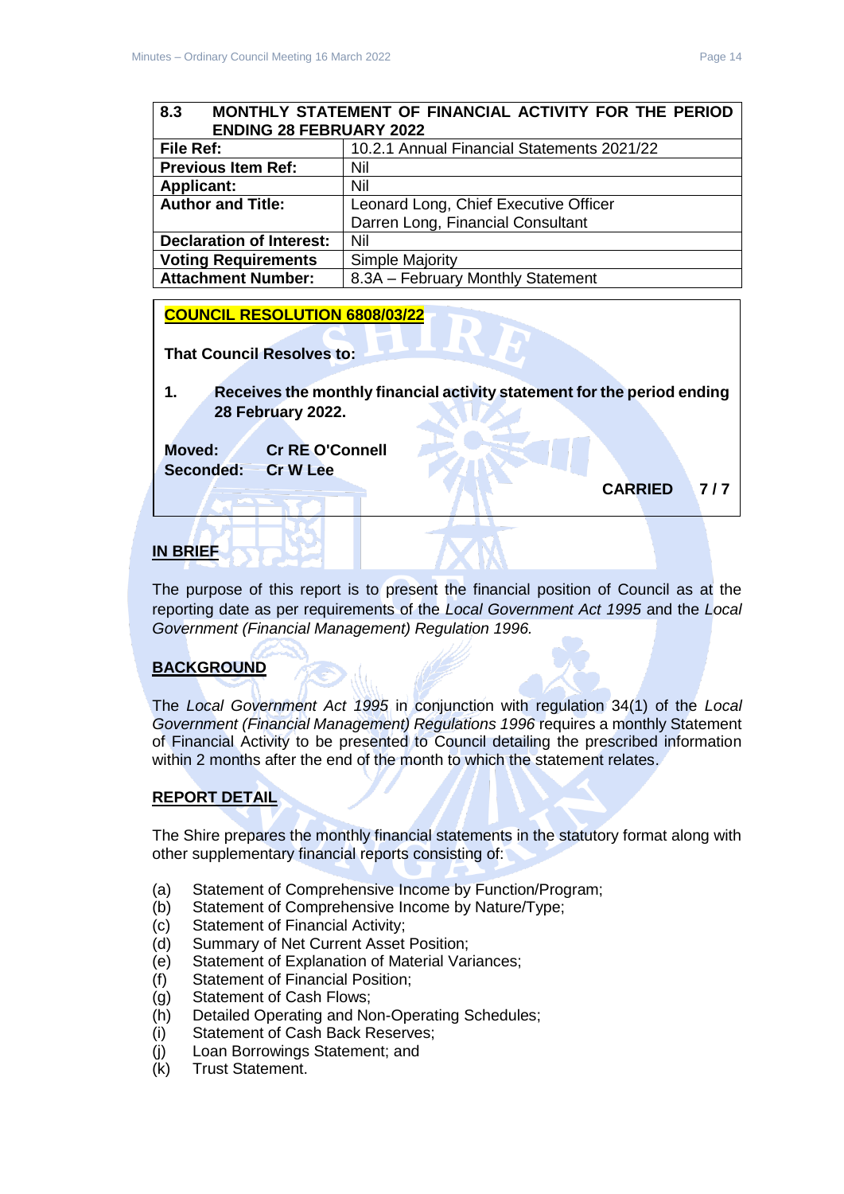| 8.3 MONTHLY STATEMENT OF FINANCIAL ACTIVITY FOR THE PERIOD ENDING 28 FEBRUARY 2022 | |
|---|---|
| **File Ref:** | 10.2.1 Annual Financial Statements 2021/22 |
| **Previous Item Ref:** | Nil |
| **Applicant:** | Nil |
| **Author and Title:** | Leonard Long, Chief Executive Officer<br>Darren Long, Financial Consultant |
| **Declaration of Interest:** | Nil |
| **Voting Requirements** | Simple Majority |
| **Attachment Number:** | 8.3A – February Monthly Statement |

**COUNCIL RESOLUTION 6808/03/22**

**That Council Resolves to:**

1. **Receives the monthly financial activity statement for the period ending 28 February 2022.**

**Moved:** Cr RE O'Connell
**Seconded:** Cr W Lee

**CARRIED 7 / 7**

## IN BRIEF

The purpose of this report is to present the financial position of Council as at the reporting date as per requirements of the *Local Government Act 1995* and the *Local Government (Financial Management) Regulation 1996.*

## BACKGROUND

The *Local Government Act 1995* in conjunction with regulation 34(1) of the *Local Government (Financial Management) Regulations 1996* requires a monthly Statement of Financial Activity to be presented to Council detailing the prescribed information within 2 months after the end of the month to which the statement relates.

## REPORT DETAIL

The Shire prepares the monthly financial statements in the statutory format along with other supplementary financial reports consisting of:

(a) Statement of Comprehensive Income by Function/Program;
(b) Statement of Comprehensive Income by Nature/Type;
(c) Statement of Financial Activity;
(d) Summary of Net Current Asset Position;
(e) Statement of Explanation of Material Variances;
(f) Statement of Financial Position;
(g) Statement of Cash Flows;
(h) Detailed Operating and Non-Operating Schedules;
(i) Statement of Cash Back Reserves;
(j) Loan Borrowings Statement; and
(k) Trust Statement.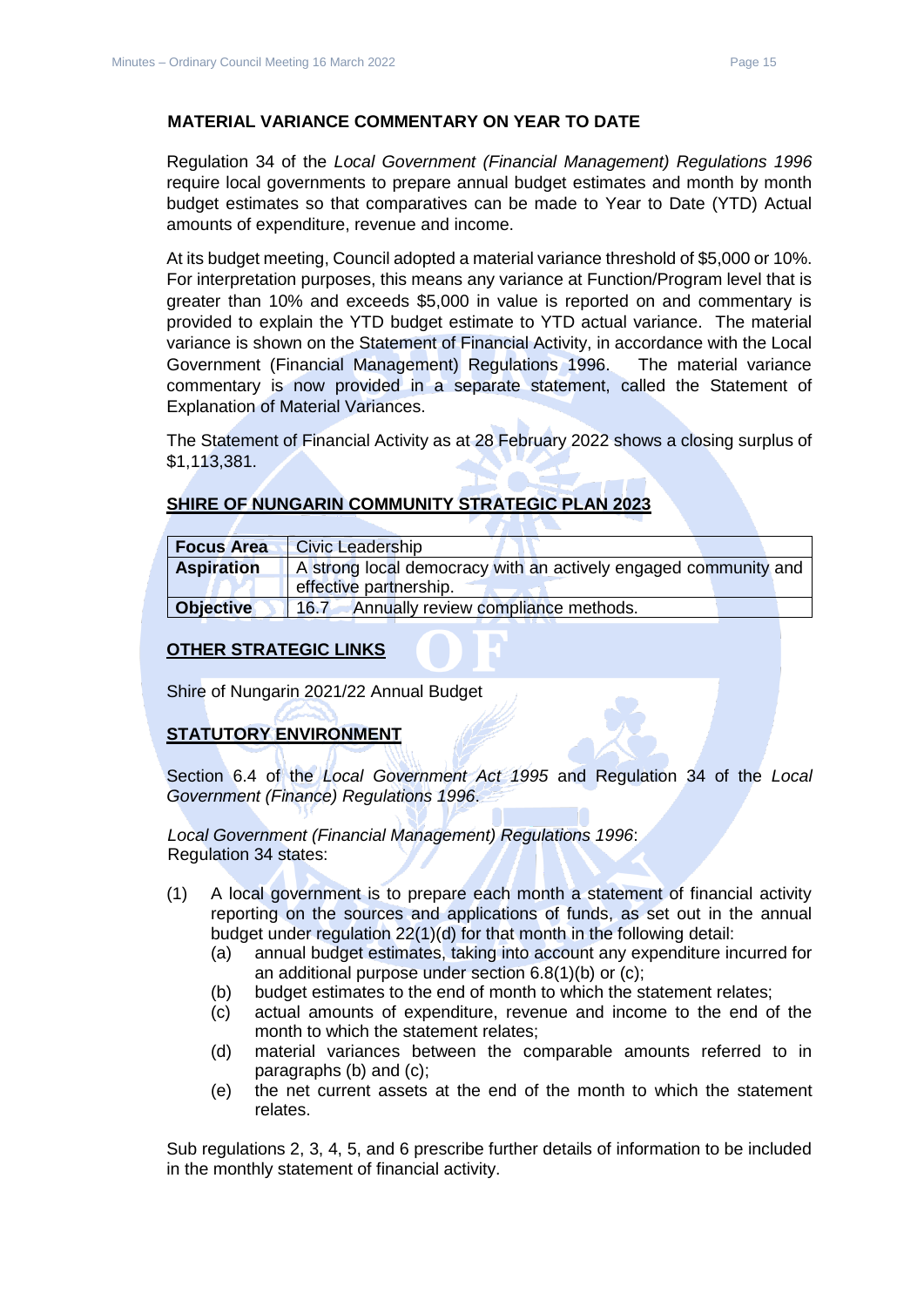**MATERIAL VARIANCE COMMENTARY ON YEAR TO DATE**

Regulation 34 of the *Local Government (Financial Management) Regulations 1996* require local governments to prepare annual budget estimates and month by month budget estimates so that comparatives can be made to Year to Date (YTD) Actual amounts of expenditure, revenue and income.

At its budget meeting, Council adopted a material variance threshold of $5,000 or 10%. For interpretation purposes, this means any variance at Function/Program level that is greater than 10% and exceeds $5,000 in value is reported on and commentary is provided to explain the YTD budget estimate to YTD actual variance. The material variance is shown on the Statement of Financial Activity, in accordance with the Local Government (Financial Management) Regulations 1996. The material variance commentary is now provided in a separate statement, called the Statement of Explanation of Material Variances.

The Statement of Financial Activity as at 28 February 2022 shows a closing surplus of $1,113,381.

## SHIRE OF NUNGARIN COMMUNITY STRATEGIC PLAN 2023

| **Focus Area** | Civic Leadership |
|---|---|
| **Aspiration** | A strong local democracy with an actively engaged community and effective partnership. |
| **Objective** | 16.7 Annually review compliance methods. |

## OTHER STRATEGIC LINKS

Shire of Nungarin 2021/22 Annual Budget

## STATUTORY ENVIRONMENT

Section 6.4 of the *Local Government Act 1995* and Regulation 34 of the *Local Government (Finance) Regulations 1996*.

*Local Government (Financial Management) Regulations 1996*:
Regulation 34 states:

(1) A local government is to prepare each month a statement of financial activity reporting on the sources and applications of funds, as set out in the annual budget under regulation 22(1)(d) for that month in the following detail:
  - (a) annual budget estimates, taking into account any expenditure incurred for an additional purpose under section 6.8(1)(b) or (c);
  - (b) budget estimates to the end of month to which the statement relates;
  - (c) actual amounts of expenditure, revenue and income to the end of the month to which the statement relates;
  - (d) material variances between the comparable amounts referred to in paragraphs (b) and (c);
  - (e) the net current assets at the end of the month to which the statement relates.

Sub regulations 2, 3, 4, 5, and 6 prescribe further details of information to be included in the monthly statement of financial activity.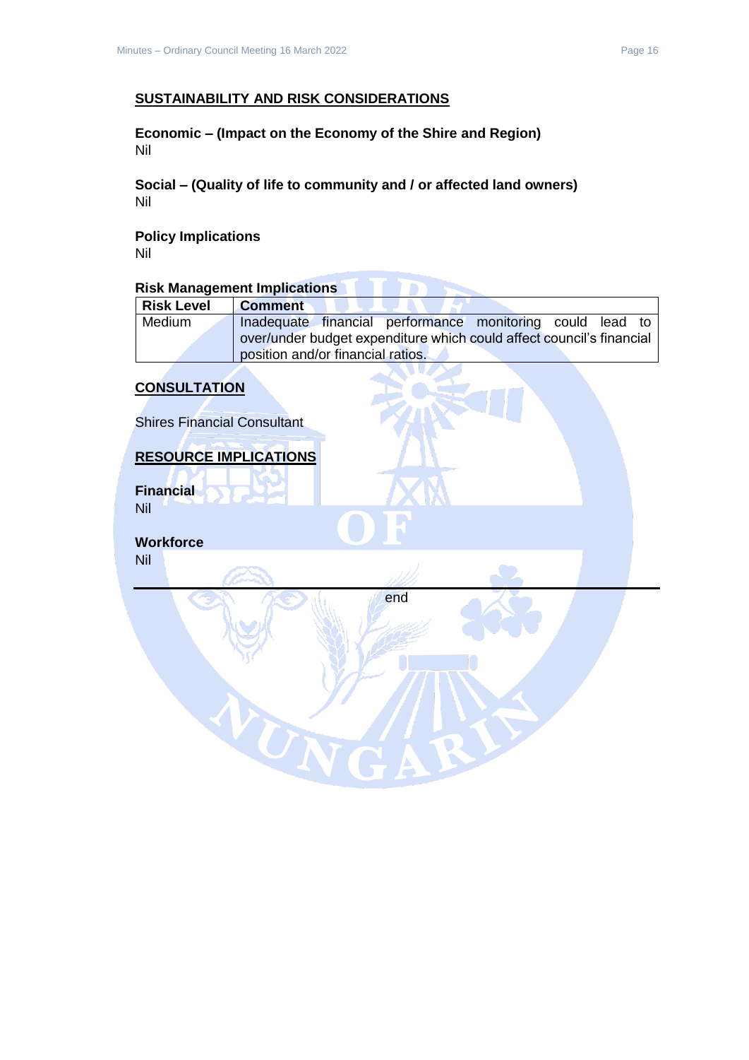## SUSTAINABILITY AND RISK CONSIDERATIONS

**Economic – (Impact on the Economy of the Shire and Region)**
Nil

**Social – (Quality of life to community and / or affected land owners)**
Nil

**Policy Implications**
Nil

**Risk Management Implications**

| Risk Level | Comment |
|---|---|
| Medium | Inadequate financial performance monitoring could lead to over/under budget expenditure which could affect council's financial position and/or financial ratios. |

## CONSULTATION

Shires Financial Consultant

## RESOURCE IMPLICATIONS

**Financial**
Nil

**Workforce**
Nil

---

end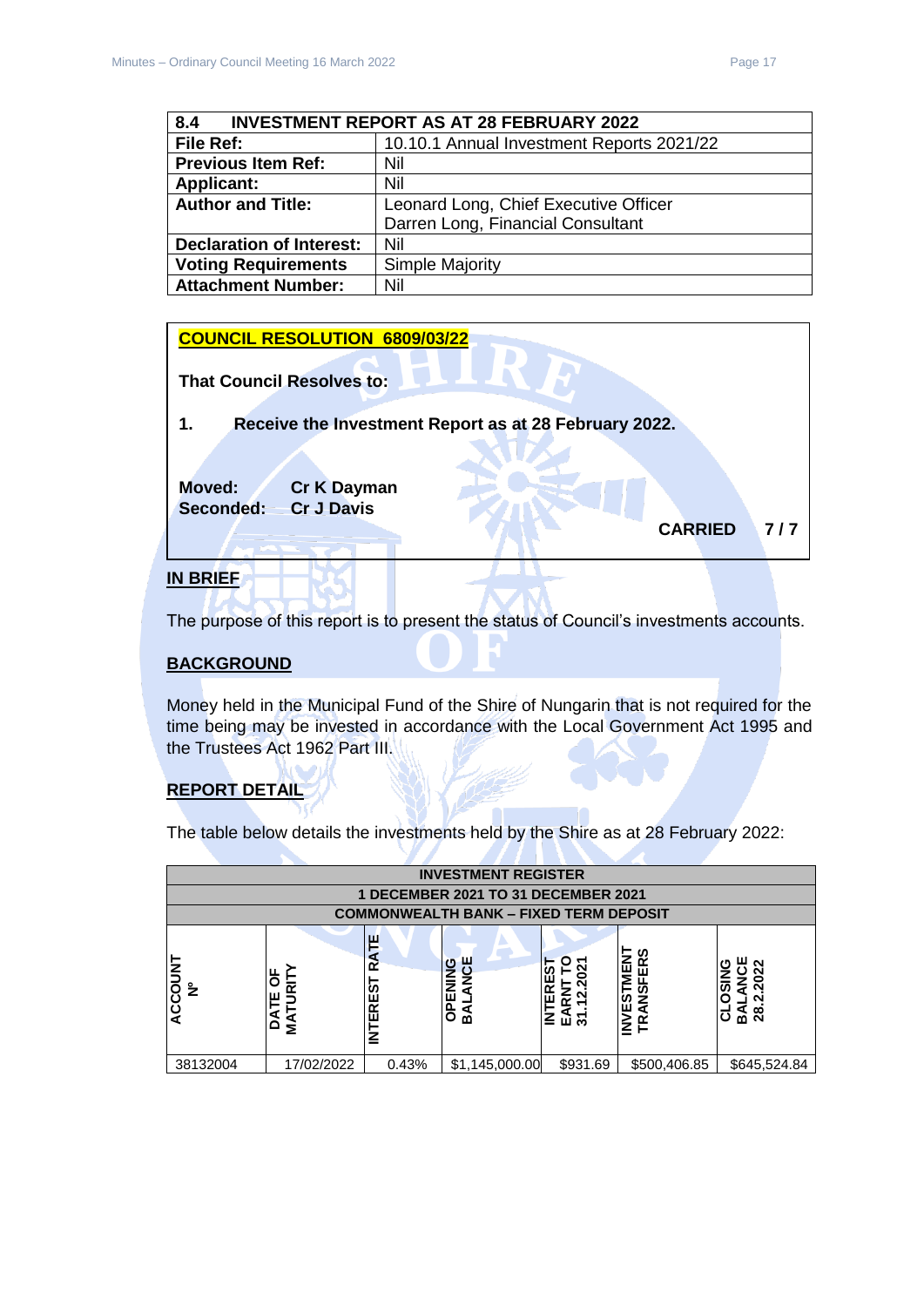| 8.4 INVESTMENT REPORT AS AT 28 FEBRUARY 2022 | |
|---|---|
| **File Ref:** | 10.10.1 Annual Investment Reports 2021/22 |
| **Previous Item Ref:** | Nil |
| **Applicant:** | Nil |
| **Author and Title:** | Leonard Long, Chief Executive Officer<br>Darren Long, Financial Consultant |
| **Declaration of Interest:** | Nil |
| **Voting Requirements** | Simple Majority |
| **Attachment Number:** | Nil |

**COUNCIL RESOLUTION 6809/03/22**

**That Council Resolves to:**

**1. Receive the Investment Report as at 28 February 2022.**

**Moved: Cr K Dayman**
**Seconded: Cr J Davis**

**CARRIED 7 / 7**

## IN BRIEF

The purpose of this report is to present the status of Council's investments accounts.

## BACKGROUND

Money held in the Municipal Fund of the Shire of Nungarin that is not required for the time being may be invested in accordance with the Local Government Act 1995 and the Trustees Act 1962 Part III.

## REPORT DETAIL

The table below details the investments held by the Shire as at 28 February 2022:

| INVESTMENT REGISTER<br>1 DECEMBER 2021 TO 31 DECEMBER 2021<br>COMMONWEALTH BANK – FIXED TERM DEPOSIT | | | | | | |
|---|---|---|---|---|---|---|
| **ACCOUNT Nº** | **DATE OF MATURITY** | **INTEREST RATE** | **OPENING BALANCE** | **INTEREST EARNT TO 31.12.2021** | **INVESTMENT TRANSFERS** | **CLOSING BALANCE 28.2.2022** |
| 38132004 | 17/02/2022 | 0.43% | $1,145,000.00 | $931.69 | $500,406.85 | $645,524.84 |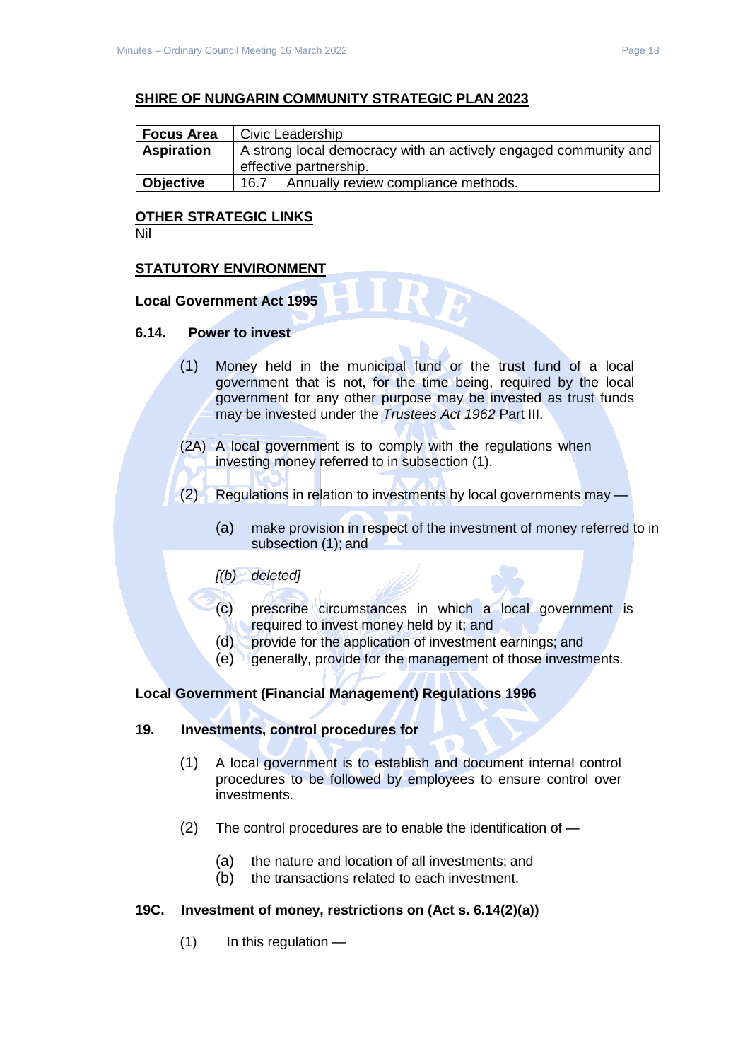**SHIRE OF NUNGARIN COMMUNITY STRATEGIC PLAN 2023**

| **Focus Area** | Civic Leadership |
|---|---|
| **Aspiration** | A strong local democracy with an actively engaged community and effective partnership. |
| **Objective** | 16.7 Annually review compliance methods. |

**OTHER STRATEGIC LINKS**

Nil

**STATUTORY ENVIRONMENT**

**Local Government Act 1995**

**6.14. Power to invest**

(1) Money held in the municipal fund or the trust fund of a local government that is not, for the time being, required by the local government for any other purpose may be invested as trust funds may be invested under the *Trustees Act 1962* Part III.

(2A) A local government is to comply with the regulations when investing money referred to in subsection (1).

(2) Regulations in relation to investments by local governments may —

(a) make provision in respect of the investment of money referred to in subsection (1); and

*[(b) deleted]*

(c) prescribe circumstances in which a local government is required to invest money held by it; and

(d) provide for the application of investment earnings; and

(e) generally, provide for the management of those investments.

**Local Government (Financial Management) Regulations 1996**

**19. Investments, control procedures for**

(1) A local government is to establish and document internal control procedures to be followed by employees to ensure control over investments.

(2) The control procedures are to enable the identification of —

(a) the nature and location of all investments; and

(b) the transactions related to each investment.

**19C. Investment of money, restrictions on (Act s. 6.14(2)(a))**

(1) In this regulation —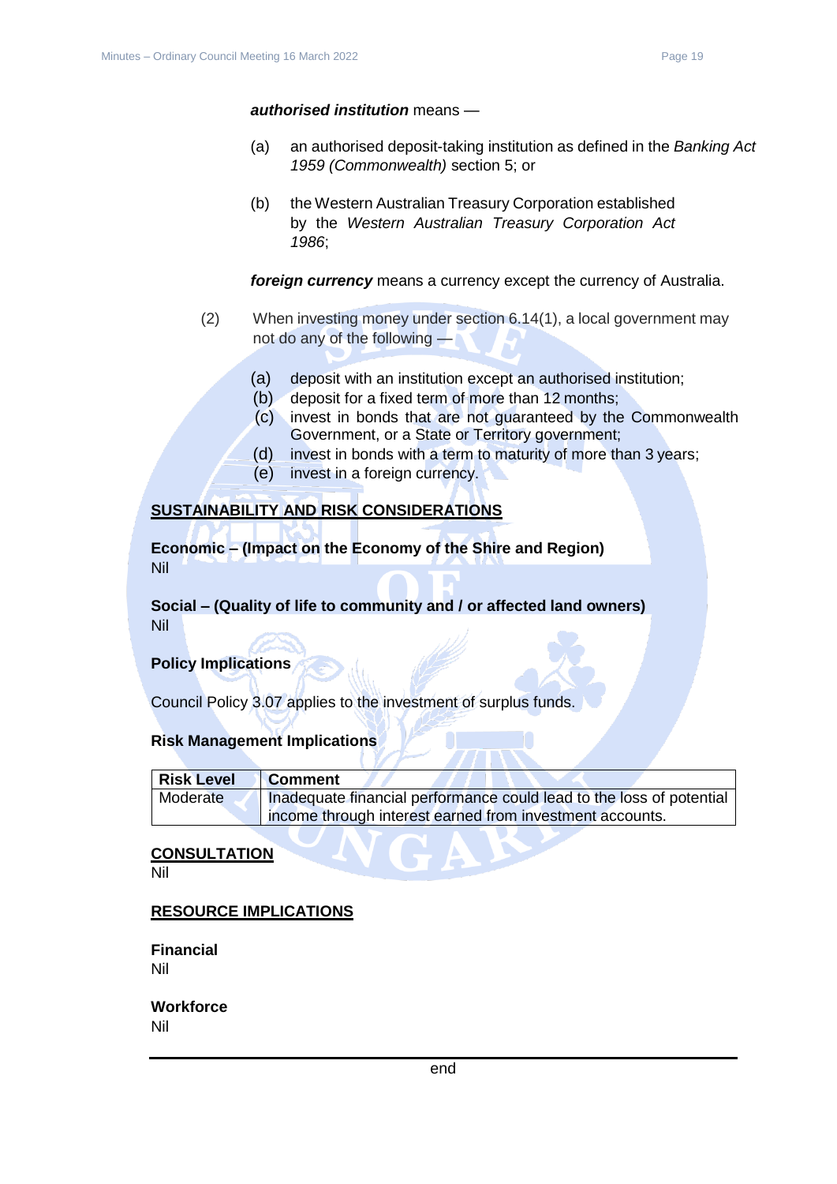***authorised institution*** means —

(a) an authorised deposit-taking institution as defined in the *Banking Act 1959 (Commonwealth)* section 5; or

(b) the Western Australian Treasury Corporation established by the *Western Australian Treasury Corporation Act 1986*;

***foreign currency*** means a currency except the currency of Australia.

(2) When investing money under section 6.14(1), a local government may not do any of the following —

(a) deposit with an institution except an authorised institution;
(b) deposit for a fixed term of more than 12 months;
(c) invest in bonds that are not guaranteed by the Commonwealth Government, or a State or Territory government;
(d) invest in bonds with a term to maturity of more than 3 years;
(e) invest in a foreign currency.

## SUSTAINABILITY AND RISK CONSIDERATIONS

**Economic – (Impact on the Economy of the Shire and Region)**
Nil

**Social – (Quality of life to community and / or affected land owners)**
Nil

**Policy Implications**

Council Policy 3.07 applies to the investment of surplus funds.

**Risk Management Implications**

| Risk Level | Comment |
|---|---|
| Moderate | Inadequate financial performance could lead to the loss of potential income through interest earned from investment accounts. |

## CONSULTATION
Nil

## RESOURCE IMPLICATIONS

**Financial**
Nil

**Workforce**
Nil

end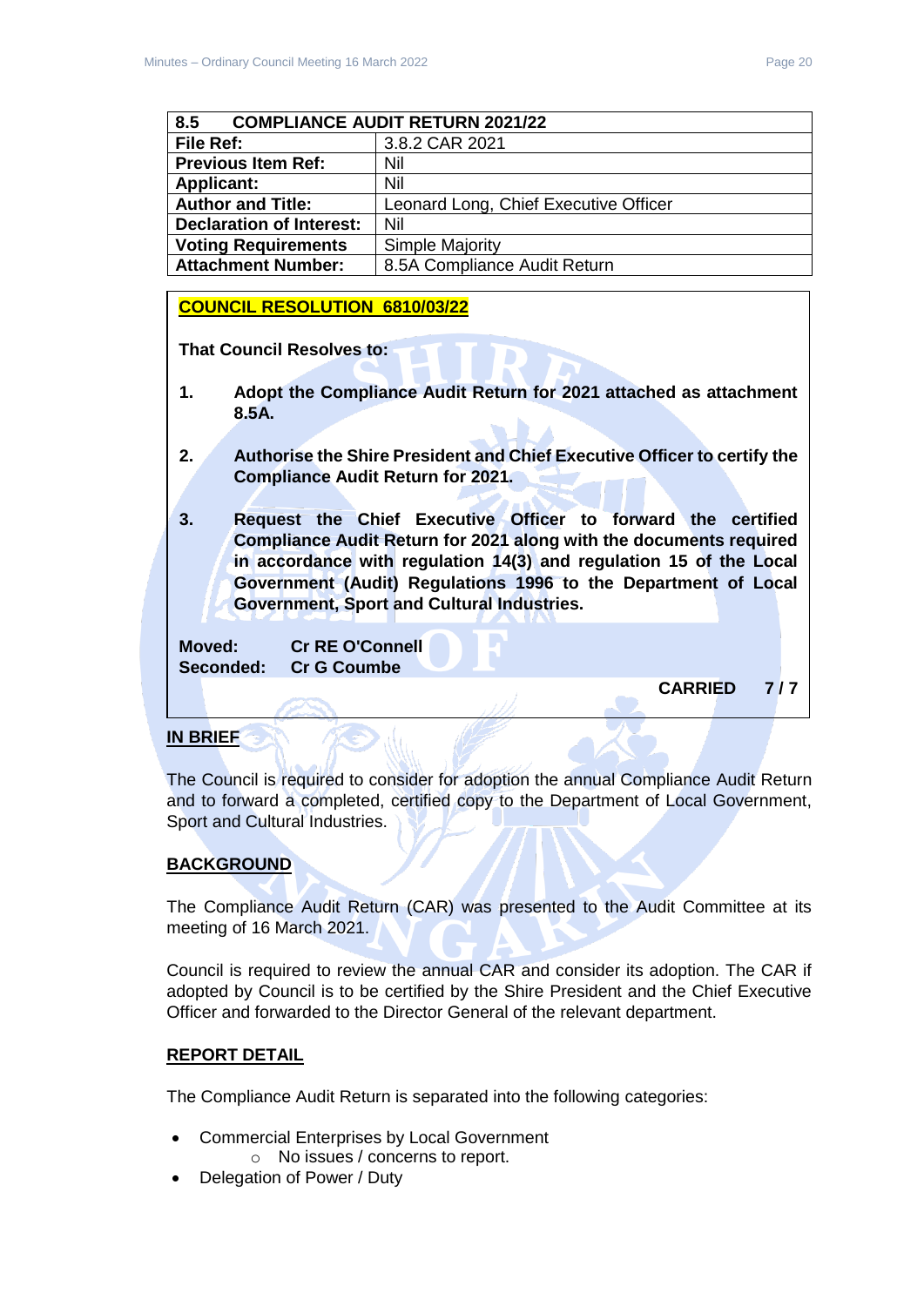| 8.5 COMPLIANCE AUDIT RETURN 2021/22 | |
|---|---|
| **File Ref:** | 3.8.2 CAR 2021 |
| **Previous Item Ref:** | Nil |
| **Applicant:** | Nil |
| **Author and Title:** | Leonard Long, Chief Executive Officer |
| **Declaration of Interest:** | Nil |
| **Voting Requirements** | Simple Majority |
| **Attachment Number:** | 8.5A Compliance Audit Return |

**COUNCIL RESOLUTION 6810/03/22**

**That Council Resolves to:**

1. **Adopt the Compliance Audit Return for 2021 attached as attachment 8.5A.**

2. **Authorise the Shire President and Chief Executive Officer to certify the Compliance Audit Return for 2021.**

3. **Request the Chief Executive Officer to forward the certified Compliance Audit Return for 2021 along with the documents required in accordance with regulation 14(3) and regulation 15 of the Local Government (Audit) Regulations 1996 to the Department of Local Government, Sport and Cultural Industries.**

**Moved:** **Cr RE O'Connell**
**Seconded:** **Cr G Coumbe**

**CARRIED 7 / 7**

## IN BRIEF

The Council is required to consider for adoption the annual Compliance Audit Return and to forward a completed, certified copy to the Department of Local Government, Sport and Cultural Industries.

## BACKGROUND

The Compliance Audit Return (CAR) was presented to the Audit Committee at its meeting of 16 March 2021.

Council is required to review the annual CAR and consider its adoption. The CAR if adopted by Council is to be certified by the Shire President and the Chief Executive Officer and forwarded to the Director General of the relevant department.

## REPORT DETAIL

The Compliance Audit Return is separated into the following categories:

- Commercial Enterprises by Local Government
  - No issues / concerns to report.
- Delegation of Power / Duty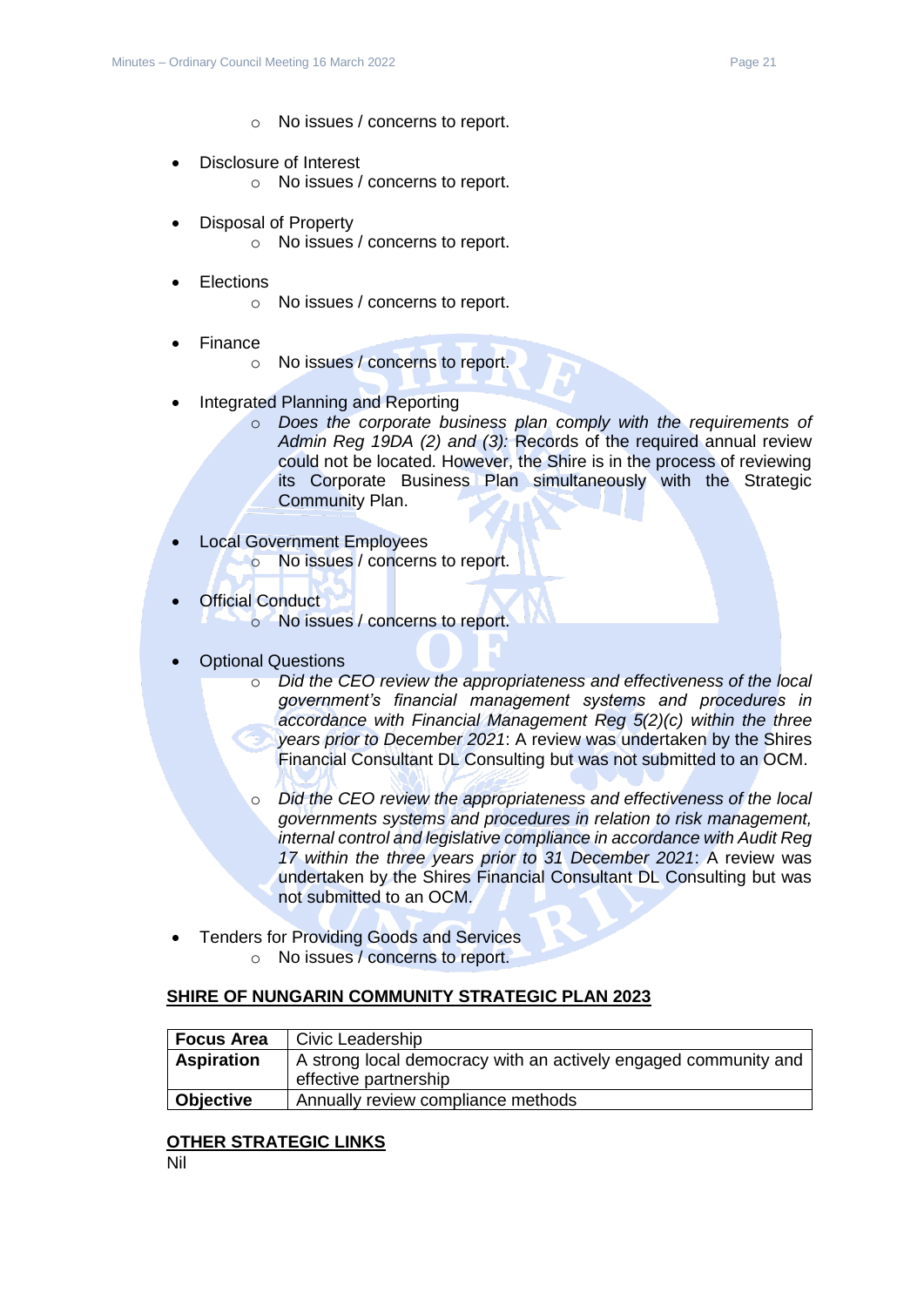- No issues / concerns to report.

- Disclosure of Interest
  - No issues / concerns to report.

- Disposal of Property
  - No issues / concerns to report.

- Elections
  - No issues / concerns to report.

- Finance
  - No issues / concerns to report.

- Integrated Planning and Reporting
  - *Does the corporate business plan comply with the requirements of Admin Reg 19DA (2) and (3):* Records of the required annual review could not be located. However, the Shire is in the process of reviewing its Corporate Business Plan simultaneously with the Strategic Community Plan.

- Local Government Employees
  - No issues / concerns to report.

- Official Conduct
  - No issues / concerns to report.

- Optional Questions
  - *Did the CEO review the appropriateness and effectiveness of the local government's financial management systems and procedures in accordance with Financial Management Reg 5(2)(c) within the three years prior to December 2021*: A review was undertaken by the Shires Financial Consultant DL Consulting but was not submitted to an OCM.
  - *Did the CEO review the appropriateness and effectiveness of the local governments systems and procedures in relation to risk management, internal control and legislative compliance in accordance with Audit Reg 17 within the three years prior to 31 December 2021*: A review was undertaken by the Shires Financial Consultant DL Consulting but was not submitted to an OCM.

- Tenders for Providing Goods and Services
  - No issues / concerns to report.

**<u>SHIRE OF NUNGARIN COMMUNITY STRATEGIC PLAN 2023</u>**

| **Focus Area** | Civic Leadership |
|---|---|
| **Aspiration** | A strong local democracy with an actively engaged community and effective partnership |
| **Objective** | Annually review compliance methods |

**<u>OTHER STRATEGIC LINKS</u>**

Nil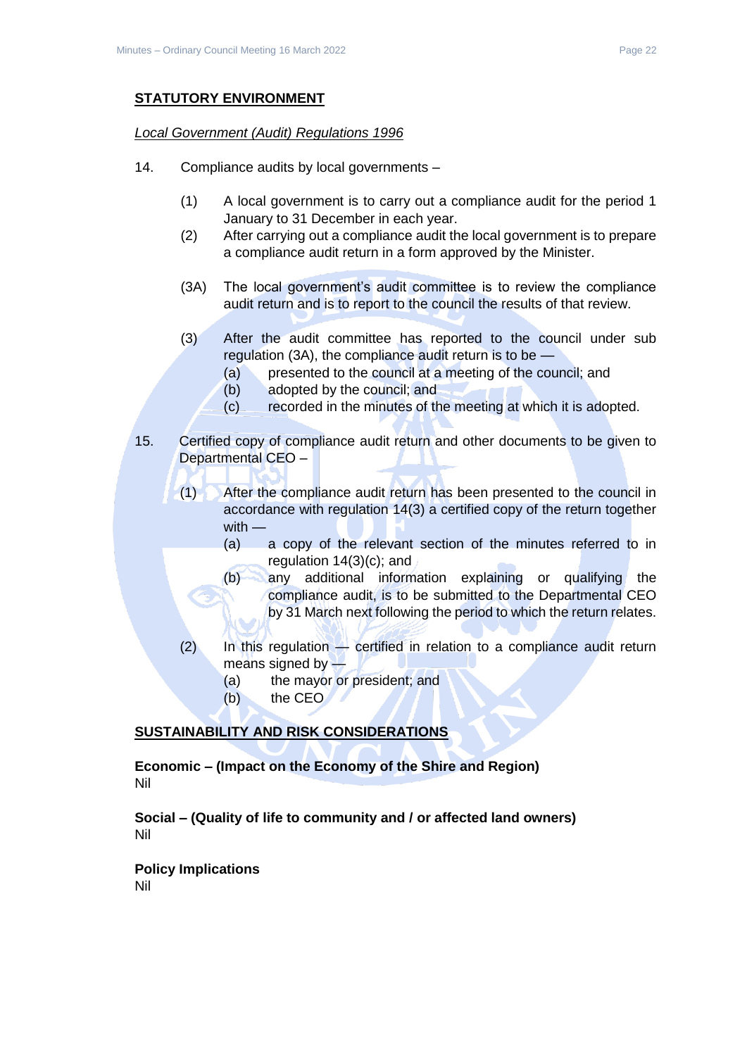## STATUTORY ENVIRONMENT

*Local Government (Audit) Regulations 1996*

14. Compliance audits by local governments –

    (1) A local government is to carry out a compliance audit for the period 1 January to 31 December in each year.

    (2) After carrying out a compliance audit the local government is to prepare a compliance audit return in a form approved by the Minister.

    (3A) The local government's audit committee is to review the compliance audit return and is to report to the council the results of that review.

    (3) After the audit committee has reported to the council under sub regulation (3A), the compliance audit return is to be —
    - (a) presented to the council at a meeting of the council; and
    - (b) adopted by the council; and
    - (c) recorded in the minutes of the meeting at which it is adopted.

15. Certified copy of compliance audit return and other documents to be given to Departmental CEO –

    (1) After the compliance audit return has been presented to the council in accordance with regulation 14(3) a certified copy of the return together with —
    - (a) a copy of the relevant section of the minutes referred to in regulation 14(3)(c); and
    - (b) any additional information explaining or qualifying the compliance audit, is to be submitted to the Departmental CEO by 31 March next following the period to which the return relates.

    (2) In this regulation — certified in relation to a compliance audit return means signed by —
    - (a) the mayor or president; and
    - (b) the CEO

## SUSTAINABILITY AND RISK CONSIDERATIONS

**Economic – (Impact on the Economy of the Shire and Region)**
Nil

**Social – (Quality of life to community and / or affected land owners)**
Nil

**Policy Implications**
Nil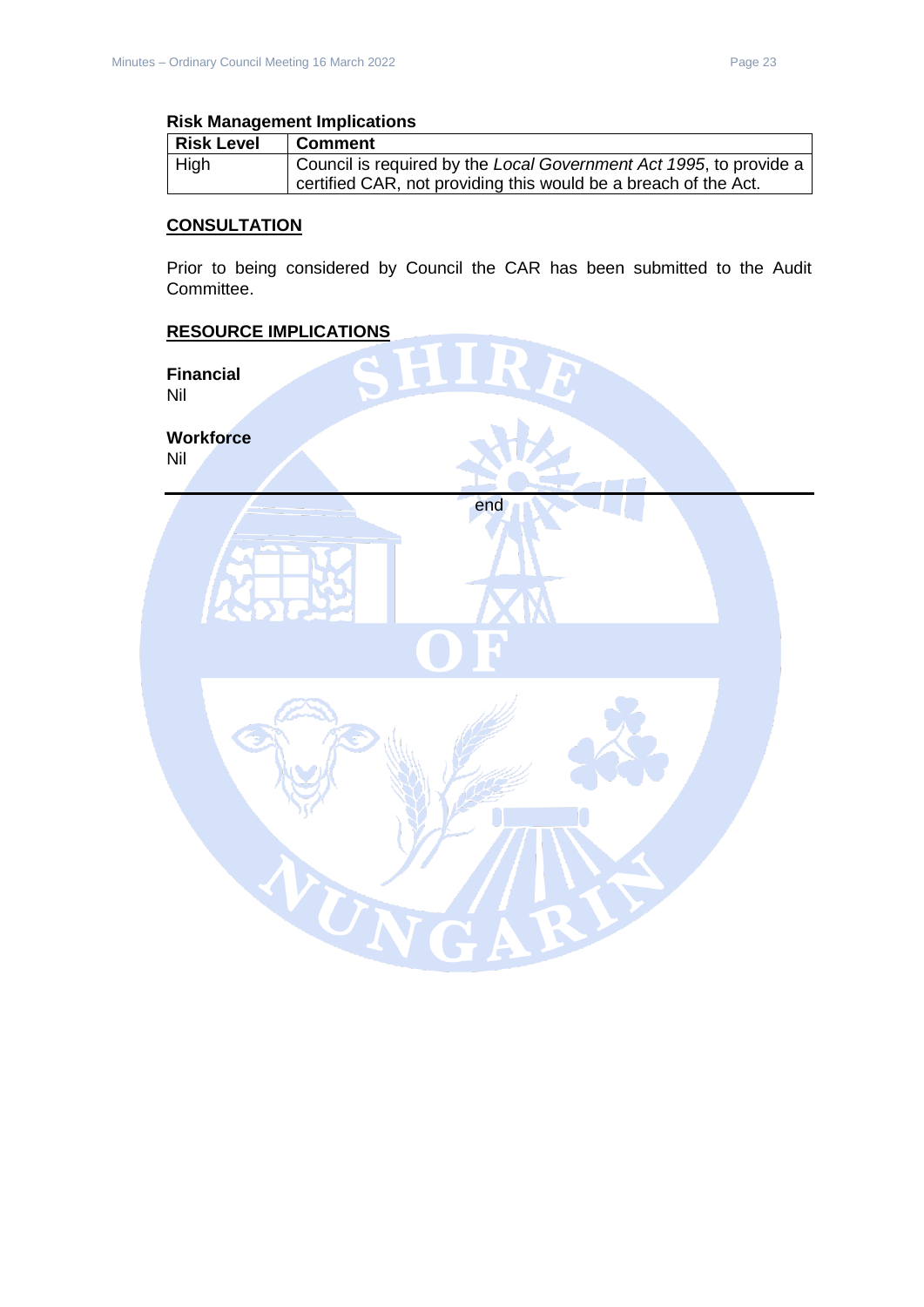**Risk Management Implications**

| Risk Level | Comment |
| --- | --- |
| High | Council is required by the *Local Government Act 1995*, to provide a certified CAR, not providing this would be a breach of the Act. |

**CONSULTATION**

Prior to being considered by Council the CAR has been submitted to the Audit Committee.

**RESOURCE IMPLICATIONS**

**Financial**
Nil

**Workforce**
Nil

---

end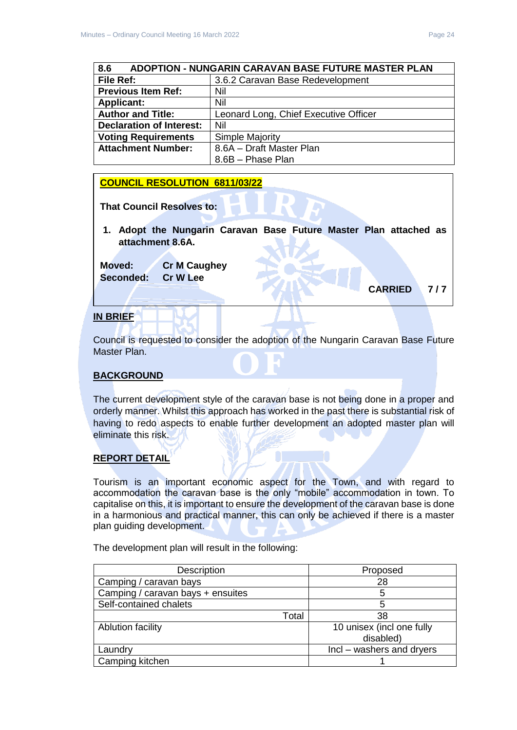| 8.6 ADOPTION - NUNGARIN CARAVAN BASE FUTURE MASTER PLAN | |
|---|---|
| **File Ref:** | 3.6.2 Caravan Base Redevelopment |
| **Previous Item Ref:** | Nil |
| **Applicant:** | Nil |
| **Author and Title:** | Leonard Long, Chief Executive Officer |
| **Declaration of Interest:** | Nil |
| **Voting Requirements** | Simple Majority |
| **Attachment Number:** | 8.6A – Draft Master Plan<br>8.6B – Phase Plan |

**COUNCIL RESOLUTION 6811/03/22**

**That Council Resolves to:**

1. **Adopt the Nungarin Caravan Base Future Master Plan attached as attachment 8.6A.**

**Moved:** **Cr M Caughey**
**Seconded:** **Cr W Lee**

**CARRIED 7 / 7**

## IN BRIEF

Council is requested to consider the adoption of the Nungarin Caravan Base Future Master Plan.

## BACKGROUND

The current development style of the caravan base is not being done in a proper and orderly manner. Whilst this approach has worked in the past there is substantial risk of having to redo aspects to enable further development an adopted master plan will eliminate this risk.

## REPORT DETAIL

Tourism is an important economic aspect for the Town, and with regard to accommodation the caravan base is the only "mobile" accommodation in town. To capitalise on this, it is important to ensure the development of the caravan base is done in a harmonious and practical manner, this can only be achieved if there is a master plan guiding development.

The development plan will result in the following:

| Description | Proposed |
|---|---|
| Camping / caravan bays | 28 |
| Camping / caravan bays + ensuites | 5 |
| Self-contained chalets | 5 |
| Total | 38 |
| Ablution facility | 10 unisex (incl one fully disabled) |
| Laundry | Incl – washers and dryers |
| Camping kitchen | 1 |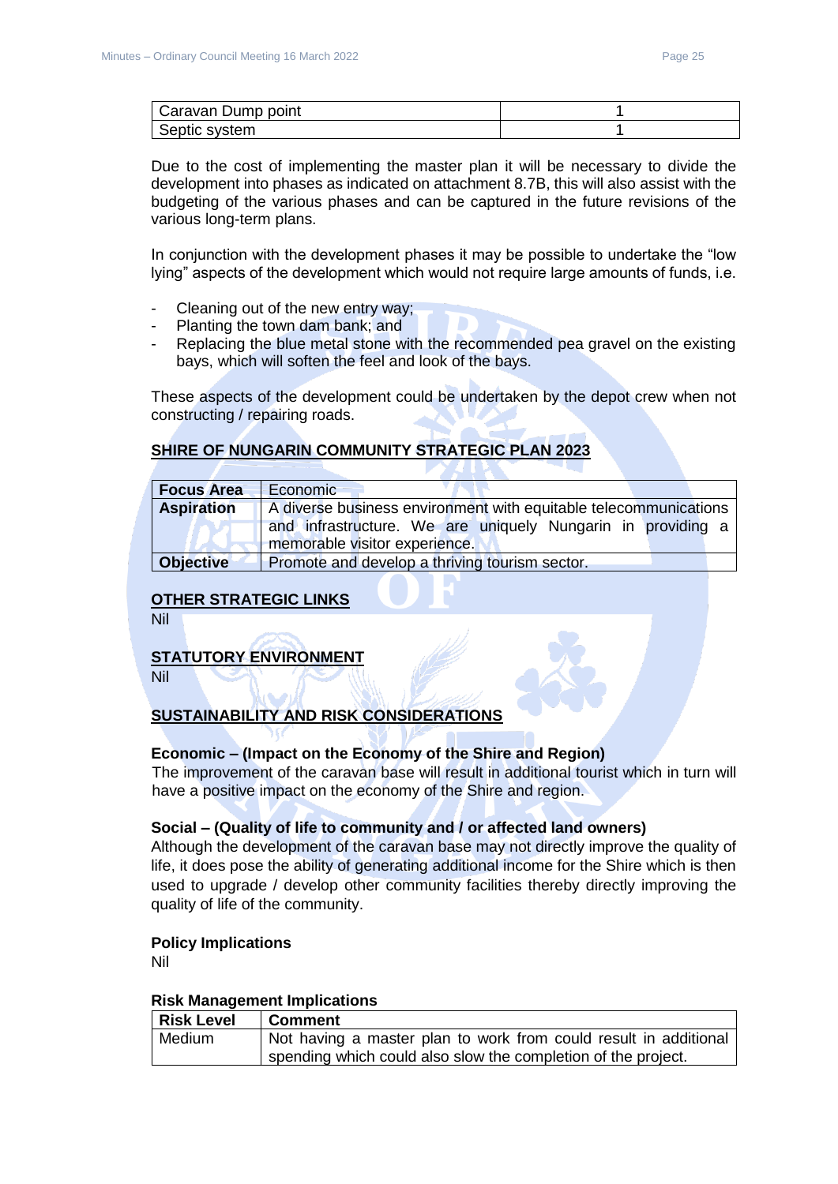| | |
|---|---|
| Caravan Dump point | 1 |
| Septic system | 1 |

Due to the cost of implementing the master plan it will be necessary to divide the development into phases as indicated on attachment 8.7B, this will also assist with the budgeting of the various phases and can be captured in the future revisions of the various long-term plans.

In conjunction with the development phases it may be possible to undertake the "low lying" aspects of the development which would not require large amounts of funds, i.e.

- Cleaning out of the new entry way;
- Planting the town dam bank; and
- Replacing the blue metal stone with the recommended pea gravel on the existing bays, which will soften the feel and look of the bays.

These aspects of the development could be undertaken by the depot crew when not constructing / repairing roads.

## SHIRE OF NUNGARIN COMMUNITY STRATEGIC PLAN 2023

| | |
|---|---|
| **Focus Area** | Economic |
| **Aspiration** | A diverse business environment with equitable telecommunications and infrastructure. We are uniquely Nungarin in providing a memorable visitor experience. |
| **Objective** | Promote and develop a thriving tourism sector. |

## OTHER STRATEGIC LINKS

Nil

## STATUTORY ENVIRONMENT

Nil

## SUSTAINABILITY AND RISK CONSIDERATIONS

### Economic – (Impact on the Economy of the Shire and Region)

The improvement of the caravan base will result in additional tourist which in turn will have a positive impact on the economy of the Shire and region.

### Social – (Quality of life to community and / or affected land owners)

Although the development of the caravan base may not directly improve the quality of life, it does pose the ability of generating additional income for the Shire which is then used to upgrade / develop other community facilities thereby directly improving the quality of life of the community.

### Policy Implications

Nil

### Risk Management Implications

| Risk Level | Comment |
|---|---|
| Medium | Not having a master plan to work from could result in additional spending which could also slow the completion of the project. |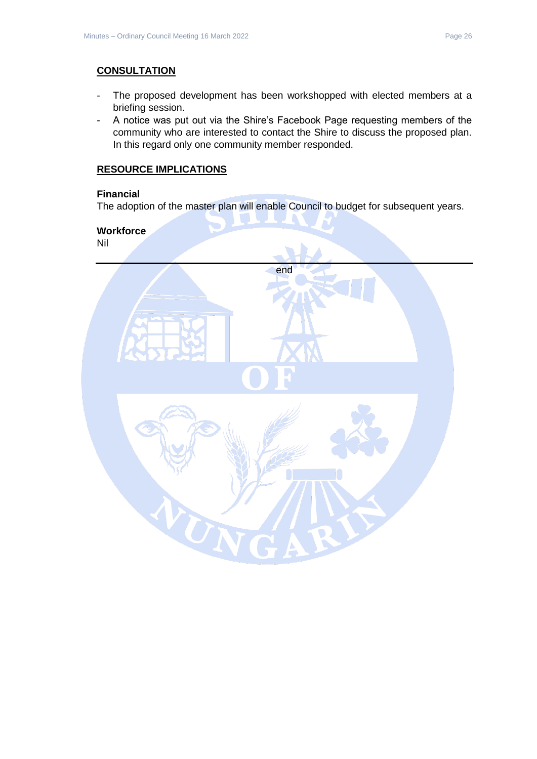## CONSULTATION

- The proposed development has been workshopped with elected members at a briefing session.
- A notice was put out via the Shire's Facebook Page requesting members of the community who are interested to contact the Shire to discuss the proposed plan. In this regard only one community member responded.

## RESOURCE IMPLICATIONS

**Financial**

The adoption of the master plan will enable Council to budget for subsequent years.

**Workforce**

Nil

---

end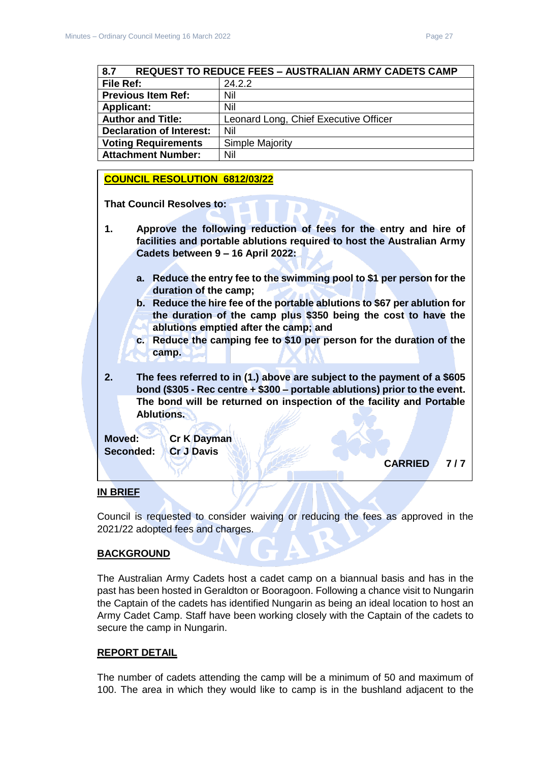| 8.7 REQUEST TO REDUCE FEES – AUSTRALIAN ARMY CADETS CAMP | |
|---|---|
| **File Ref:** | 24.2.2 |
| **Previous Item Ref:** | Nil |
| **Applicant:** | Nil |
| **Author and Title:** | Leonard Long, Chief Executive Officer |
| **Declaration of Interest:** | Nil |
| **Voting Requirements** | Simple Majority |
| **Attachment Number:** | Nil |

**COUNCIL RESOLUTION 6812/03/22**

**That Council Resolves to:**

1. **Approve the following reduction of fees for the entry and hire of facilities and portable ablutions required to host the Australian Army Cadets between 9 – 16 April 2022:**

   a. **Reduce the entry fee to the swimming pool to $1 per person for the duration of the camp;**
   b. **Reduce the hire fee of the portable ablutions to $67 per ablution for the duration of the camp plus $350 being the cost to have the ablutions emptied after the camp; and**
   c. **Reduce the camping fee to $10 per person for the duration of the camp.**

2. **The fees referred to in (1.) above are subject to the payment of a $605 bond ($305 - Rec centre + $300 – portable ablutions) prior to the event. The bond will be returned on inspection of the facility and Portable Ablutions.**

**Moved:** Cr K Dayman
**Seconded:** Cr J Davis

**CARRIED 7 / 7**

**IN BRIEF**

Council is requested to consider waiving or reducing the fees as approved in the 2021/22 adopted fees and charges.

**BACKGROUND**

The Australian Army Cadets host a cadet camp on a biannual basis and has in the past has been hosted in Geraldton or Booragoon. Following a chance visit to Nungarin the Captain of the cadets has identified Nungarin as being an ideal location to host an Army Cadet Camp. Staff have been working closely with the Captain of the cadets to secure the camp in Nungarin.

**REPORT DETAIL**

The number of cadets attending the camp will be a minimum of 50 and maximum of 100. The area in which they would like to camp is in the bushland adjacent to the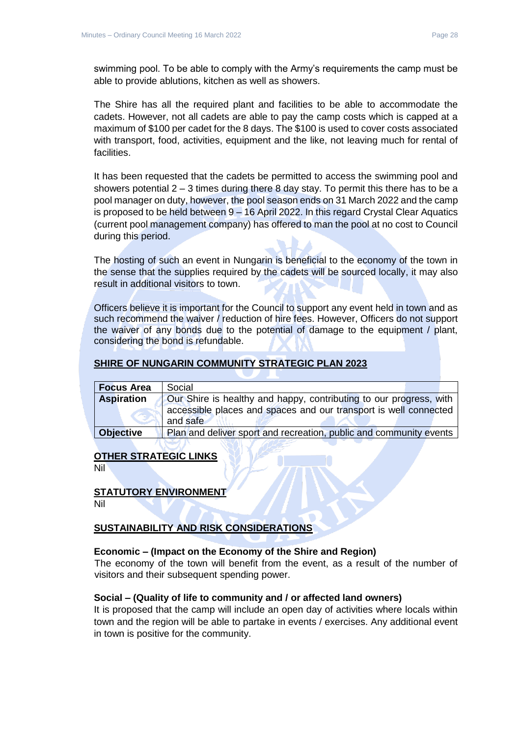swimming pool. To be able to comply with the Army's requirements the camp must be able to provide ablutions, kitchen as well as showers.

The Shire has all the required plant and facilities to be able to accommodate the cadets. However, not all cadets are able to pay the camp costs which is capped at a maximum of $100 per cadet for the 8 days. The $100 is used to cover costs associated with transport, food, activities, equipment and the like, not leaving much for rental of facilities.

It has been requested that the cadets be permitted to access the swimming pool and showers potential 2 – 3 times during there 8 day stay. To permit this there has to be a pool manager on duty, however, the pool season ends on 31 March 2022 and the camp is proposed to be held between 9 – 16 April 2022. In this regard Crystal Clear Aquatics (current pool management company) has offered to man the pool at no cost to Council during this period.

The hosting of such an event in Nungarin is beneficial to the economy of the town in the sense that the supplies required by the cadets will be sourced locally, it may also result in additional visitors to town.

Officers believe it is important for the Council to support any event held in town and as such recommend the waiver / reduction of hire fees. However, Officers do not support the waiver of any bonds due to the potential of damage to the equipment / plant, considering the bond is refundable.

## SHIRE OF NUNGARIN COMMUNITY STRATEGIC PLAN 2023

| **Focus Area** | Social |
|---|---|
| **Aspiration** | Our Shire is healthy and happy, contributing to our progress, with accessible places and spaces and our transport is well connected and safe |
| **Objective** | Plan and deliver sport and recreation, public and community events |

## OTHER STRATEGIC LINKS

Nil

## STATUTORY ENVIRONMENT

Nil

## SUSTAINABILITY AND RISK CONSIDERATIONS

### Economic – (Impact on the Economy of the Shire and Region)

The economy of the town will benefit from the event, as a result of the number of visitors and their subsequent spending power.

### Social – (Quality of life to community and / or affected land owners)

It is proposed that the camp will include an open day of activities where locals within town and the region will be able to partake in events / exercises. Any additional event in town is positive for the community.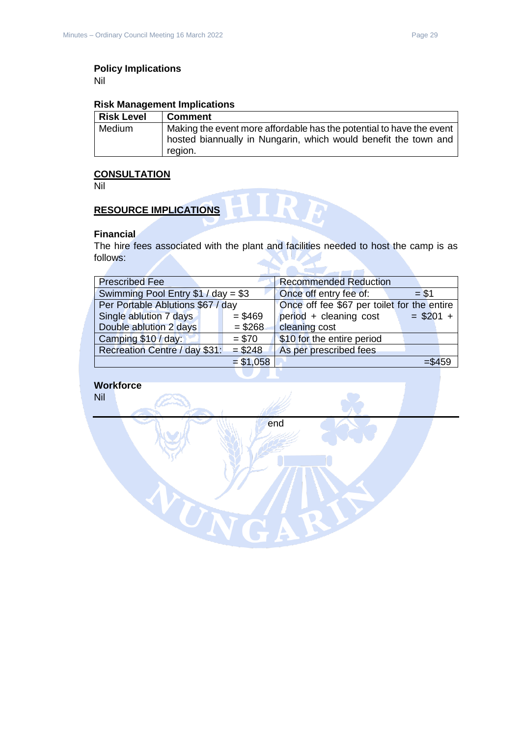**Policy Implications**
Nil

**Risk Management Implications**

| Risk Level | Comment |
|---|---|
| Medium | Making the event more affordable has the potential to have the event hosted biannually in Nungarin, which would benefit the town and region. |

**CONSULTATION**
Nil

**RESOURCE IMPLICATIONS**

**Financial**
The hire fees associated with the plant and facilities needed to host the camp is as follows:

| Prescribed Fee | | Recommended Reduction |
|---|---|---|
| Swimming Pool Entry $1 / day = $3 | | Once off entry fee of: = $1 |
| Per Portable Ablutions $67 / day<br>Single ablution 7 days<br>Double ablution 2 days | <br>= $469<br>= $268 | Once off fee $67 per toilet for the entire period + cleaning cost = $201 + cleaning cost |
| Camping $10 / day: | = $70 | $10 for the entire period |
| Recreation Centre / day $31: | = $248 | As per prescribed fees |
| | = $1,058 | =$459 |

**Workforce**
Nil

end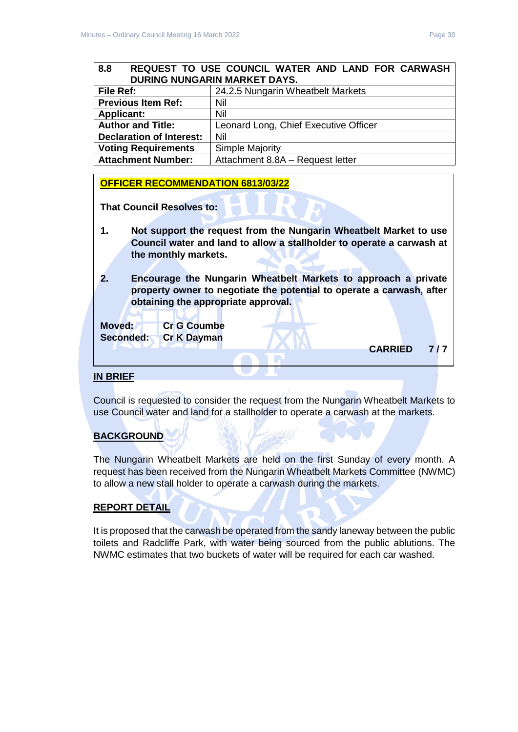| 8.8 | REQUEST TO USE COUNCIL WATER AND LAND FOR CARWASH DURING NUNGARIN MARKET DAYS. |
|---|---|
| **File Ref:** | 24.2.5 Nungarin Wheatbelt Markets |
| **Previous Item Ref:** | Nil |
| **Applicant:** | Nil |
| **Author and Title:** | Leonard Long, Chief Executive Officer |
| **Declaration of Interest:** | Nil |
| **Voting Requirements** | Simple Majority |
| **Attachment Number:** | Attachment 8.8A – Request letter |

**OFFICER RECOMMENDATION 6813/03/22**

**That Council Resolves to:**

1. **Not support the request from the Nungarin Wheatbelt Market to use Council water and land to allow a stallholder to operate a carwash at the monthly markets.**

2. **Encourage the Nungarin Wheatbelt Markets to approach a private property owner to negotiate the potential to operate a carwash, after obtaining the appropriate approval.**

**Moved:** **Cr G Coumbe**
**Seconded:** **Cr K Dayman**

**CARRIED 7 / 7**

**IN BRIEF**

Council is requested to consider the request from the Nungarin Wheatbelt Markets to use Council water and land for a stallholder to operate a carwash at the markets.

**BACKGROUND**

The Nungarin Wheatbelt Markets are held on the first Sunday of every month. A request has been received from the Nungarin Wheatbelt Markets Committee (NWMC) to allow a new stall holder to operate a carwash during the markets.

**REPORT DETAIL**

It is proposed that the carwash be operated from the sandy laneway between the public toilets and Radcliffe Park, with water being sourced from the public ablutions. The NWMC estimates that two buckets of water will be required for each car washed.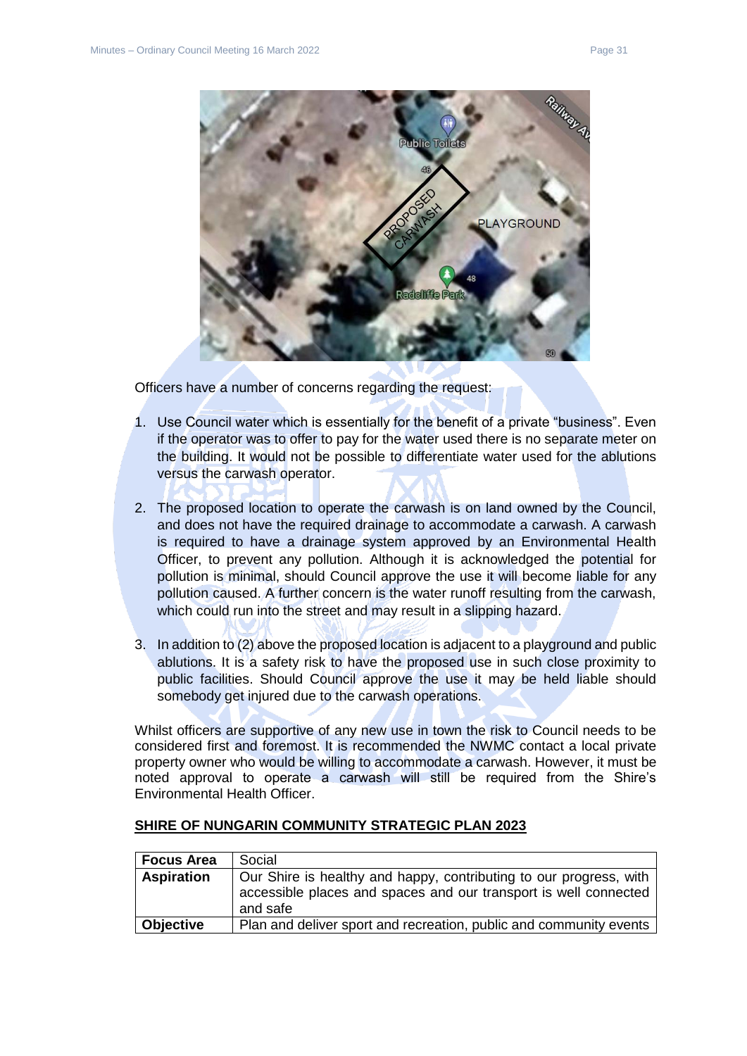Officers have a number of concerns regarding the request:

1. Use Council water which is essentially for the benefit of a private "business". Even if the operator was to offer to pay for the water used there is no separate meter on the building. It would not be possible to differentiate water used for the ablutions versus the carwash operator.

2. The proposed location to operate the carwash is on land owned by the Council, and does not have the required drainage to accommodate a carwash. A carwash is required to have a drainage system approved by an Environmental Health Officer, to prevent any pollution. Although it is acknowledged the potential for pollution is minimal, should Council approve the use it will become liable for any pollution caused. A further concern is the water runoff resulting from the carwash, which could run into the street and may result in a slipping hazard.

3. In addition to (2) above the proposed location is adjacent to a playground and public ablutions. It is a safety risk to have the proposed use in such close proximity to public facilities. Should Council approve the use it may be held liable should somebody get injured due to the carwash operations.

Whilst officers are supportive of any new use in town the risk to Council needs to be considered first and foremost. It is recommended the NWMC contact a local private property owner who would be willing to accommodate a carwash. However, it must be noted approval to operate a carwash will still be required from the Shire's Environmental Health Officer.

**SHIRE OF NUNGARIN COMMUNITY STRATEGIC PLAN 2023**

| **Focus Area** | Social |
|---|---|
| **Aspiration** | Our Shire is healthy and happy, contributing to our progress, with accessible places and spaces and our transport is well connected and safe |
| **Objective** | Plan and deliver sport and recreation, public and community events |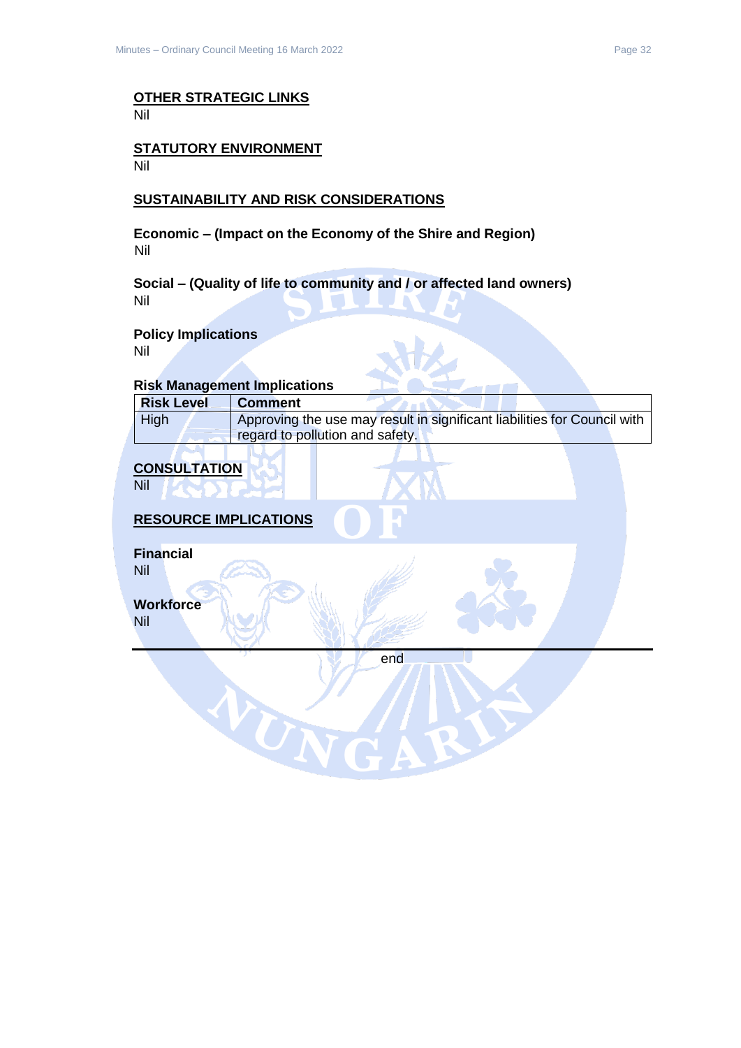## OTHER STRATEGIC LINKS

Nil

## STATUTORY ENVIRONMENT

Nil

## SUSTAINABILITY AND RISK CONSIDERATIONS

### Economic – (Impact on the Economy of the Shire and Region)

Nil

### Social – (Quality of life to community and / or affected land owners)

Nil

### Policy Implications

Nil

### Risk Management Implications

| Risk Level | Comment |
| --- | --- |
| High | Approving the use may result in significant liabilities for Council with regard to pollution and safety. |

## CONSULTATION

Nil

## RESOURCE IMPLICATIONS

### Financial

Nil

### Workforce

Nil

---

end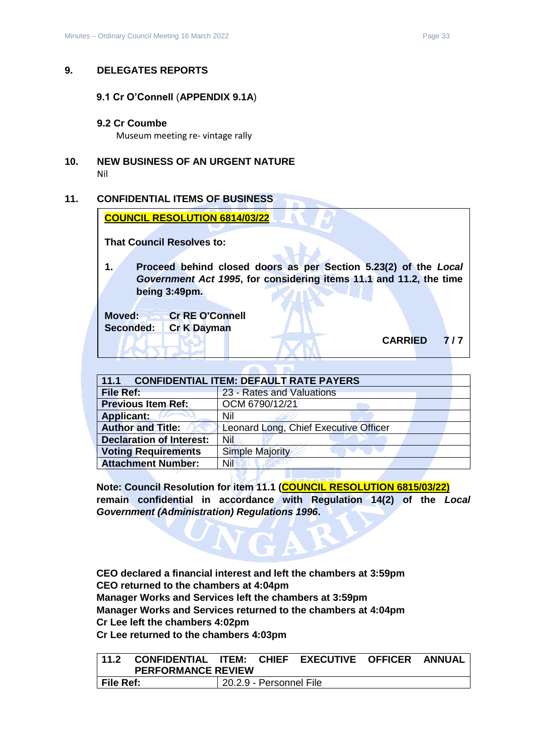## 9. DELEGATES REPORTS

### 9.1 Cr O'Connell (APPENDIX 9.1A)

### 9.2 Cr Coumbe

Museum meeting re- vintage rally

## 10. NEW BUSINESS OF AN URGENT NATURE

Nil

## 11. CONFIDENTIAL ITEMS OF BUSINESS

**COUNCIL RESOLUTION 6814/03/22**

**That Council Resolves to:**

1. **Proceed behind closed doors as per Section 5.23(2) of the *Local Government Act 1995*, for considering items 11.1 and 11.2, the time being 3:49pm.**

**Moved:** **Cr RE O'Connell**
**Seconded:** **Cr K Dayman**

**CARRIED 7 / 7**

| **11.1 CONFIDENTIAL ITEM: DEFAULT RATE PAYERS** | |
|---|---|
| **File Ref:** | 23 - Rates and Valuations |
| **Previous Item Ref:** | OCM 6790/12/21 |
| **Applicant:** | Nil |
| **Author and Title:** | Leonard Long, Chief Executive Officer |
| **Declaration of Interest:** | Nil |
| **Voting Requirements** | Simple Majority |
| **Attachment Number:** | Nil |

**Note: Council Resolution for item 11.1 (COUNCIL RESOLUTION 6815/03/22) remain confidential in accordance with Regulation 14(2) of the *Local Government (Administration) Regulations 1996*.**

**CEO declared a financial interest and left the chambers at 3:59pm**
**CEO returned to the chambers at 4:04pm**
**Manager Works and Services left the chambers at 3:59pm**
**Manager Works and Services returned to the chambers at 4:04pm**
**Cr Lee left the chambers 4:02pm**
**Cr Lee returned to the chambers 4:03pm**

| **11.2 CONFIDENTIAL ITEM: CHIEF EXECUTIVE OFFICER ANNUAL PERFORMANCE REVIEW** | |
|---|---|
| **File Ref:** | 20.2.9 - Personnel File |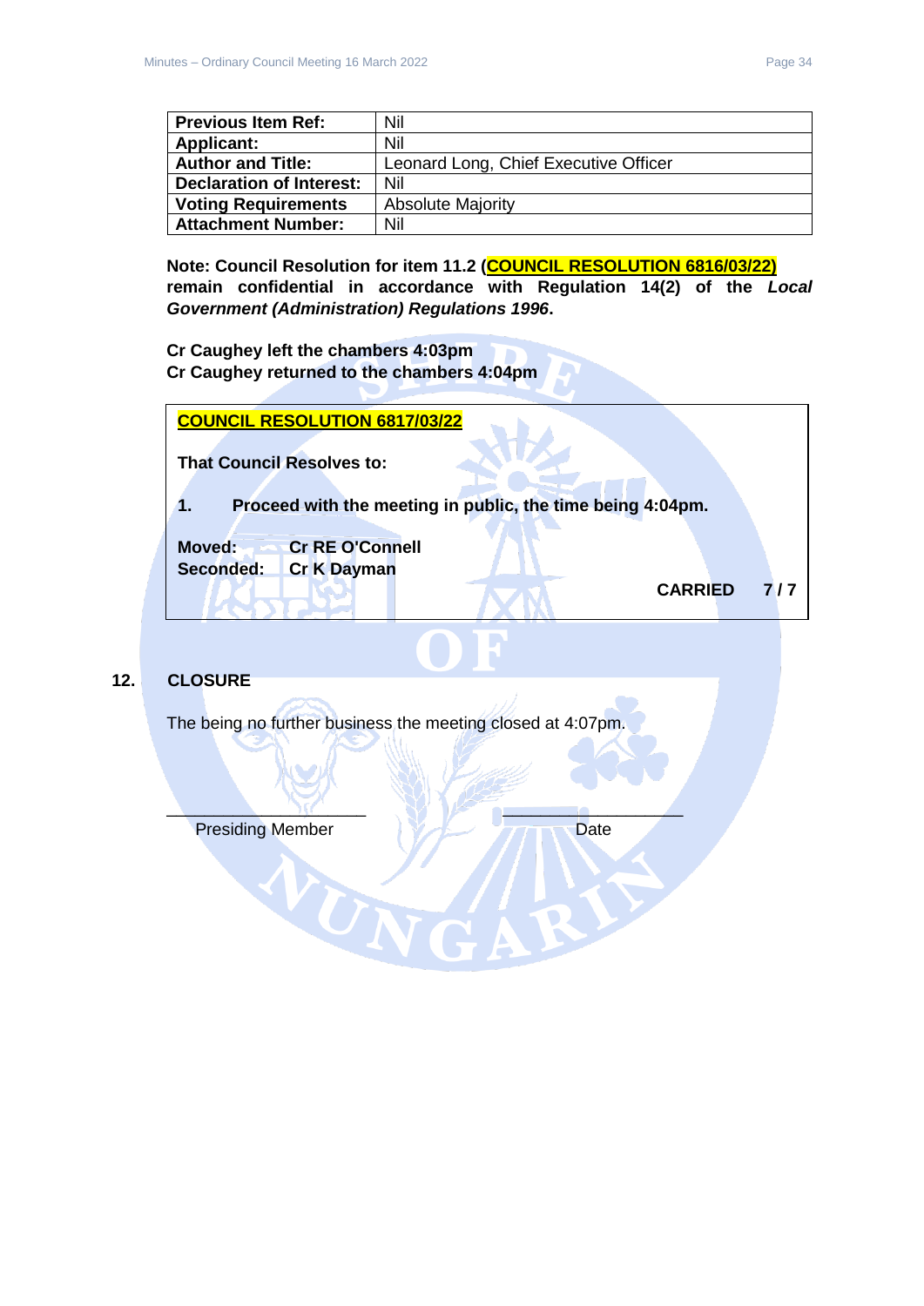| | |
|---|---|
| **Previous Item Ref:** | Nil |
| **Applicant:** | Nil |
| **Author and Title:** | Leonard Long, Chief Executive Officer |
| **Declaration of Interest:** | Nil |
| **Voting Requirements** | Absolute Majority |
| **Attachment Number:** | Nil |

**Note: Council Resolution for item 11.2 (COUNCIL RESOLUTION 6816/03/22) remain confidential in accordance with Regulation 14(2) of the *Local Government (Administration) Regulations 1996*.**

**Cr Caughey left the chambers 4:03pm**
**Cr Caughey returned to the chambers 4:04pm**

**COUNCIL RESOLUTION 6817/03/22**

**That Council Resolves to:**

**1. Proceed with the meeting in public, the time being 4:04pm.**

**Moved: Cr RE O'Connell**
**Seconded: Cr K Dayman**

**CARRIED 7 / 7**

## 12. CLOSURE

The being no further business the meeting closed at 4:07pm.

\_\_\_\_\_\_\_\_\_\_\_\_\_\_\_\_\_\_\_\_\_\_\_\_ \_\_\_\_\_\_\_\_\_\_\_\_\_\_\_\_\_\_\_\_\_\_\_\_

Presiding Member Date